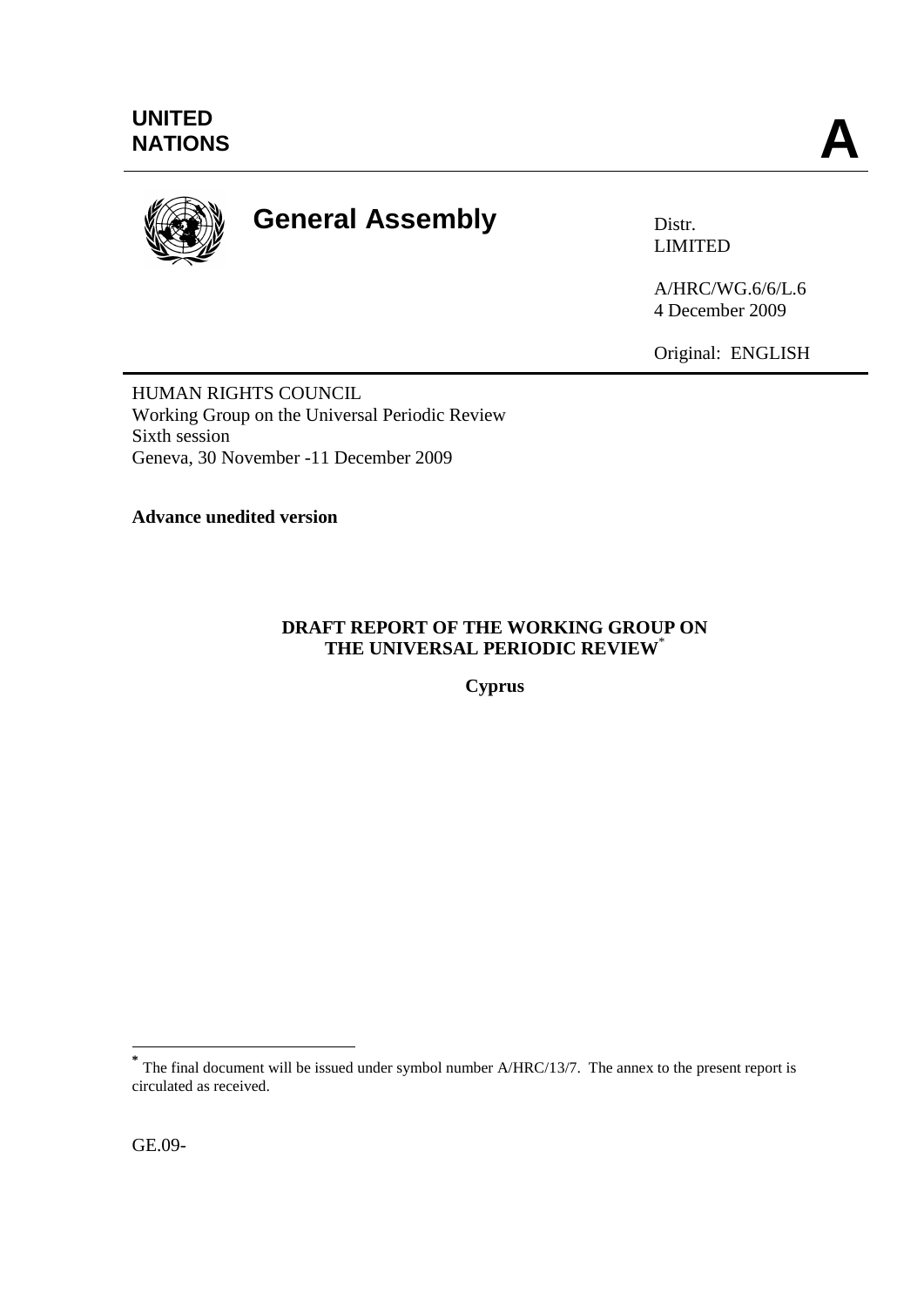**UNITED NATIONS** **A**

# General Assembly

Distr.
LIMITED

A/HRC/WG.6/6/L.6
4 December 2009

Original: ENGLISH

HUMAN RIGHTS COUNCIL
Working Group on the Universal Periodic Review
Sixth session
Geneva, 30 November -11 December 2009

**Advance unedited version**

## DRAFT REPORT OF THE WORKING GROUP ON THE UNIVERSAL PERIODIC REVIEW*

**Cyprus**

* The final document will be issued under symbol number A/HRC/13/7. The annex to the present report is circulated as received.

GE.09-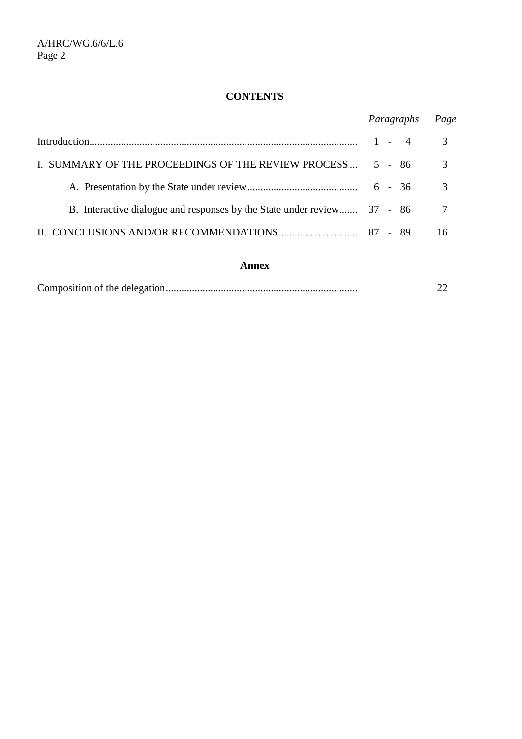## CONTENTS

| | *Paragraphs* | *Page* |
|---|---|---|
| Introduction | 1 - 4 | 3 |
| I. SUMMARY OF THE PROCEEDINGS OF THE REVIEW PROCESS | 5 - 86 | 3 |
| A. Presentation by the State under review | 6 - 36 | 3 |
| B. Interactive dialogue and responses by the State under review | 37 - 86 | 7 |
| II. CONCLUSIONS AND/OR RECOMMENDATIONS | 87 - 89 | 16 |

### Annex

| | | |
|---|---|---|
| Composition of the delegation | | 22 |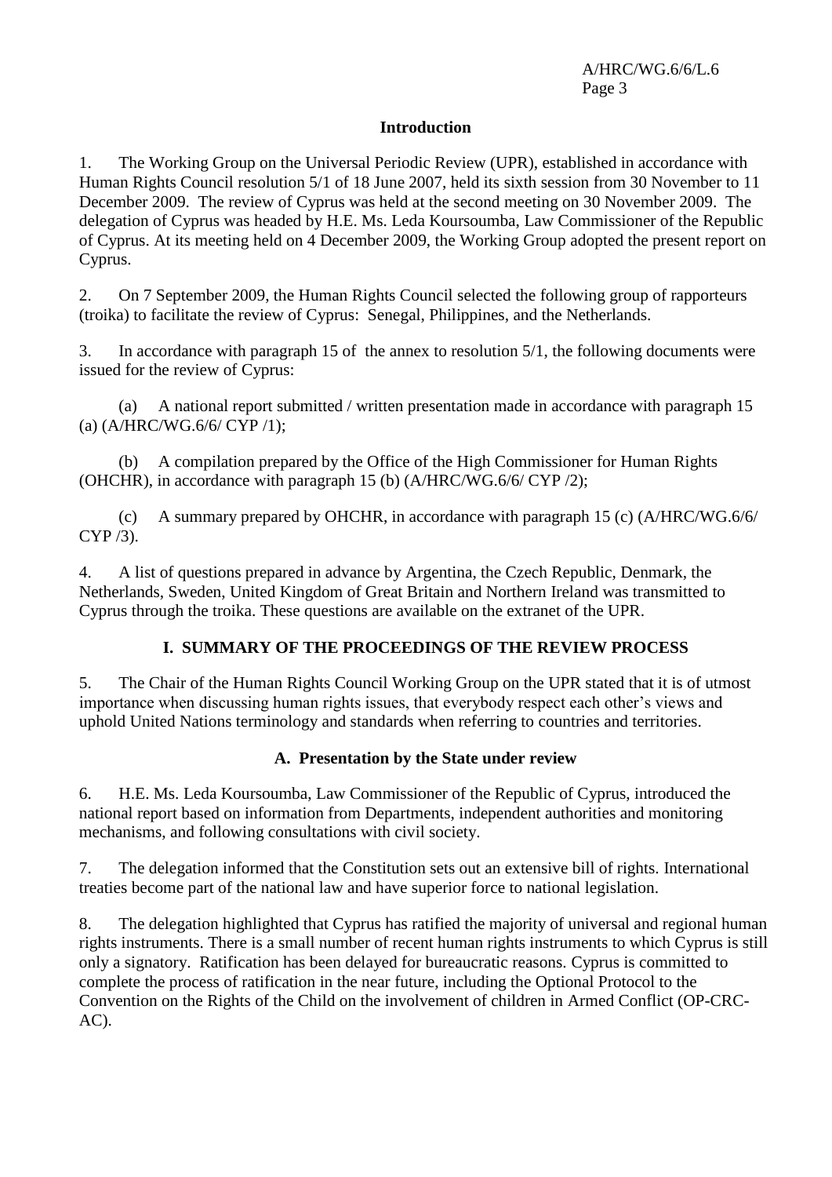## Introduction

1. The Working Group on the Universal Periodic Review (UPR), established in accordance with Human Rights Council resolution 5/1 of 18 June 2007, held its sixth session from 30 November to 11 December 2009. The review of Cyprus was held at the second meeting on 30 November 2009. The delegation of Cyprus was headed by H.E. Ms. Leda Koursoumba, Law Commissioner of the Republic of Cyprus. At its meeting held on 4 December 2009, the Working Group adopted the present report on Cyprus.

2. On 7 September 2009, the Human Rights Council selected the following group of rapporteurs (troika) to facilitate the review of Cyprus: Senegal, Philippines, and the Netherlands.

3. In accordance with paragraph 15 of the annex to resolution 5/1, the following documents were issued for the review of Cyprus:

(a) A national report submitted / written presentation made in accordance with paragraph 15 (a) (A/HRC/WG.6/6/ CYP /1);

(b) A compilation prepared by the Office of the High Commissioner for Human Rights (OHCHR), in accordance with paragraph 15 (b) (A/HRC/WG.6/6/ CYP /2);

(c) A summary prepared by OHCHR, in accordance with paragraph 15 (c) (A/HRC/WG.6/6/ CYP /3).

4. A list of questions prepared in advance by Argentina, the Czech Republic, Denmark, the Netherlands, Sweden, United Kingdom of Great Britain and Northern Ireland was transmitted to Cyprus through the troika. These questions are available on the extranet of the UPR.

## I. SUMMARY OF THE PROCEEDINGS OF THE REVIEW PROCESS

5. The Chair of the Human Rights Council Working Group on the UPR stated that it is of utmost importance when discussing human rights issues, that everybody respect each other's views and uphold United Nations terminology and standards when referring to countries and territories.

### A. Presentation by the State under review

6. H.E. Ms. Leda Koursoumba, Law Commissioner of the Republic of Cyprus, introduced the national report based on information from Departments, independent authorities and monitoring mechanisms, and following consultations with civil society.

7. The delegation informed that the Constitution sets out an extensive bill of rights. International treaties become part of the national law and have superior force to national legislation.

8. The delegation highlighted that Cyprus has ratified the majority of universal and regional human rights instruments. There is a small number of recent human rights instruments to which Cyprus is still only a signatory. Ratification has been delayed for bureaucratic reasons. Cyprus is committed to complete the process of ratification in the near future, including the Optional Protocol to the Convention on the Rights of the Child on the involvement of children in Armed Conflict (OP-CRC-AC).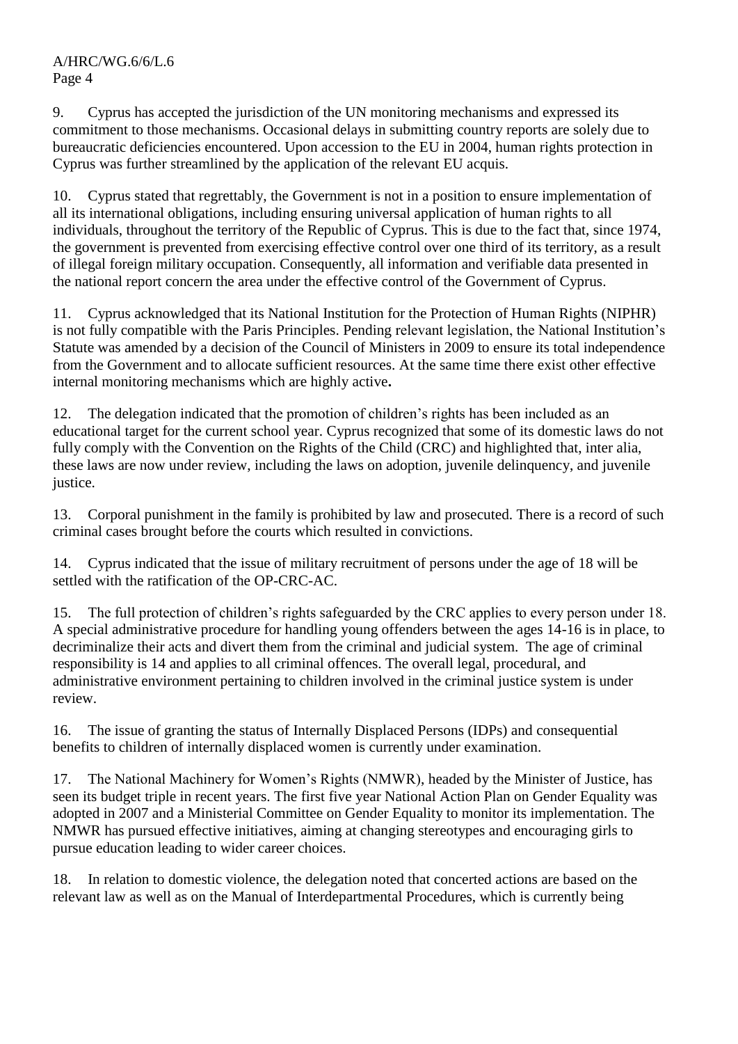9. Cyprus has accepted the jurisdiction of the UN monitoring mechanisms and expressed its commitment to those mechanisms. Occasional delays in submitting country reports are solely due to bureaucratic deficiencies encountered. Upon accession to the EU in 2004, human rights protection in Cyprus was further streamlined by the application of the relevant EU acquis.

10. Cyprus stated that regrettably, the Government is not in a position to ensure implementation of all its international obligations, including ensuring universal application of human rights to all individuals, throughout the territory of the Republic of Cyprus. This is due to the fact that, since 1974, the government is prevented from exercising effective control over one third of its territory, as a result of illegal foreign military occupation. Consequently, all information and verifiable data presented in the national report concern the area under the effective control of the Government of Cyprus.

11. Cyprus acknowledged that its National Institution for the Protection of Human Rights (NIPHR) is not fully compatible with the Paris Principles. Pending relevant legislation, the National Institution's Statute was amended by a decision of the Council of Ministers in 2009 to ensure its total independence from the Government and to allocate sufficient resources. At the same time there exist other effective internal monitoring mechanisms which are highly active**.**

12. The delegation indicated that the promotion of children's rights has been included as an educational target for the current school year. Cyprus recognized that some of its domestic laws do not fully comply with the Convention on the Rights of the Child (CRC) and highlighted that, inter alia, these laws are now under review, including the laws on adoption, juvenile delinquency, and juvenile justice.

13. Corporal punishment in the family is prohibited by law and prosecuted. There is a record of such criminal cases brought before the courts which resulted in convictions.

14. Cyprus indicated that the issue of military recruitment of persons under the age of 18 will be settled with the ratification of the OP-CRC-AC.

15. The full protection of children's rights safeguarded by the CRC applies to every person under 18. A special administrative procedure for handling young offenders between the ages 14-16 is in place, to decriminalize their acts and divert them from the criminal and judicial system. The age of criminal responsibility is 14 and applies to all criminal offences. The overall legal, procedural, and administrative environment pertaining to children involved in the criminal justice system is under review.

16. The issue of granting the status of Internally Displaced Persons (IDPs) and consequential benefits to children of internally displaced women is currently under examination.

17. The National Machinery for Women's Rights (NMWR), headed by the Minister of Justice, has seen its budget triple in recent years. The first five year National Action Plan on Gender Equality was adopted in 2007 and a Ministerial Committee on Gender Equality to monitor its implementation. The NMWR has pursued effective initiatives, aiming at changing stereotypes and encouraging girls to pursue education leading to wider career choices.

18. In relation to domestic violence, the delegation noted that concerted actions are based on the relevant law as well as on the Manual of Interdepartmental Procedures, which is currently being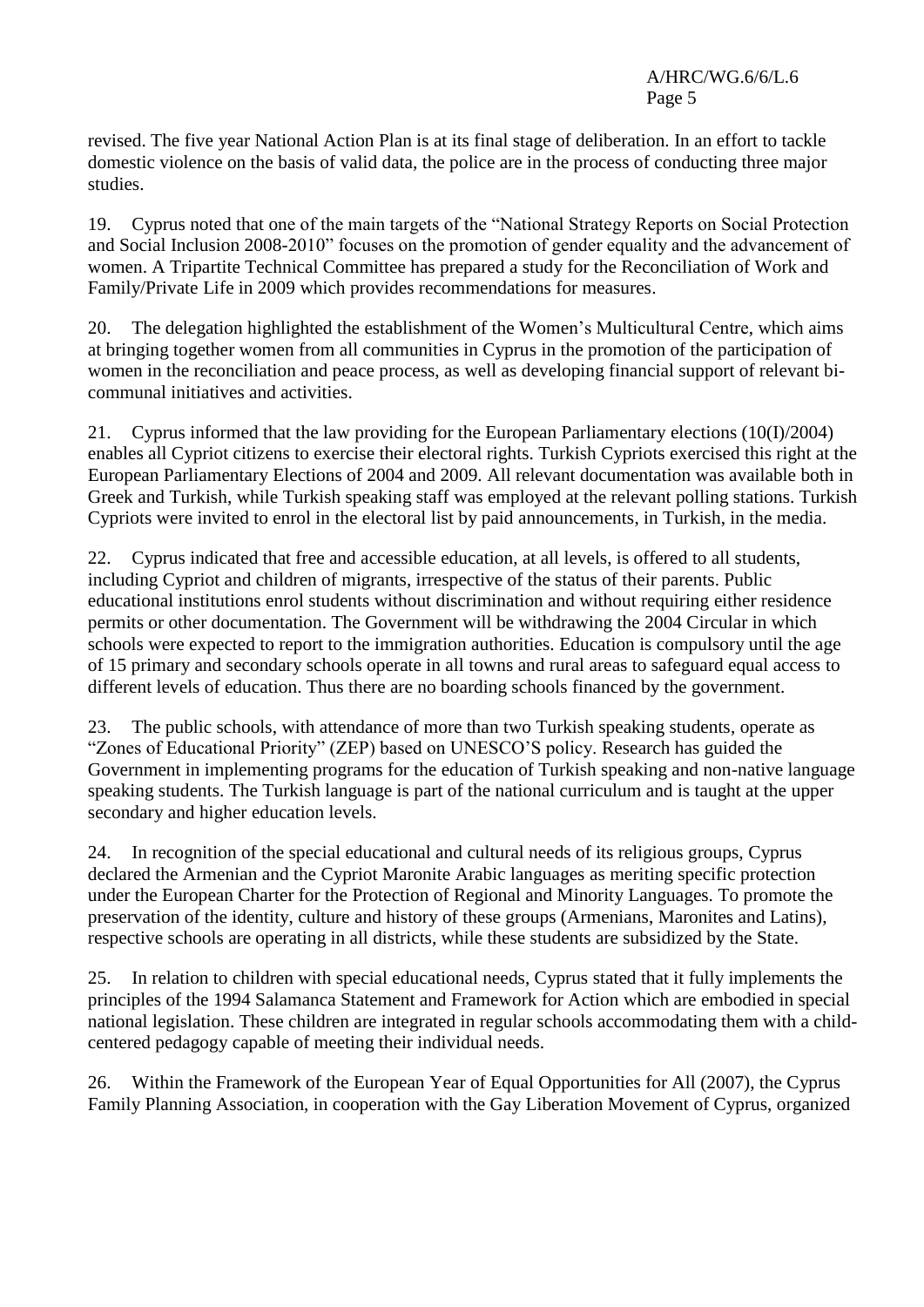revised. The five year National Action Plan is at its final stage of deliberation. In an effort to tackle domestic violence on the basis of valid data, the police are in the process of conducting three major studies.

19. Cyprus noted that one of the main targets of the "National Strategy Reports on Social Protection and Social Inclusion 2008-2010" focuses on the promotion of gender equality and the advancement of women. A Tripartite Technical Committee has prepared a study for the Reconciliation of Work and Family/Private Life in 2009 which provides recommendations for measures.

20. The delegation highlighted the establishment of the Women's Multicultural Centre, which aims at bringing together women from all communities in Cyprus in the promotion of the participation of women in the reconciliation and peace process, as well as developing financial support of relevant bi-communal initiatives and activities.

21. Cyprus informed that the law providing for the European Parliamentary elections (10(I)/2004) enables all Cypriot citizens to exercise their electoral rights. Turkish Cypriots exercised this right at the European Parliamentary Elections of 2004 and 2009. All relevant documentation was available both in Greek and Turkish, while Turkish speaking staff was employed at the relevant polling stations. Turkish Cypriots were invited to enrol in the electoral list by paid announcements, in Turkish, in the media.

22. Cyprus indicated that free and accessible education, at all levels, is offered to all students, including Cypriot and children of migrants, irrespective of the status of their parents. Public educational institutions enrol students without discrimination and without requiring either residence permits or other documentation. The Government will be withdrawing the 2004 Circular in which schools were expected to report to the immigration authorities. Education is compulsory until the age of 15 primary and secondary schools operate in all towns and rural areas to safeguard equal access to different levels of education. Thus there are no boarding schools financed by the government.

23. The public schools, with attendance of more than two Turkish speaking students, operate as "Zones of Educational Priority" (ZEP) based on UNESCO'S policy. Research has guided the Government in implementing programs for the education of Turkish speaking and non-native language speaking students. The Turkish language is part of the national curriculum and is taught at the upper secondary and higher education levels.

24. In recognition of the special educational and cultural needs of its religious groups, Cyprus declared the Armenian and the Cypriot Maronite Arabic languages as meriting specific protection under the European Charter for the Protection of Regional and Minority Languages. To promote the preservation of the identity, culture and history of these groups (Armenians, Maronites and Latins), respective schools are operating in all districts, while these students are subsidized by the State.

25. In relation to children with special educational needs, Cyprus stated that it fully implements the principles of the 1994 Salamanca Statement and Framework for Action which are embodied in special national legislation. These children are integrated in regular schools accommodating them with a child-centered pedagogy capable of meeting their individual needs.

26. Within the Framework of the European Year of Equal Opportunities for All (2007), the Cyprus Family Planning Association, in cooperation with the Gay Liberation Movement of Cyprus, organized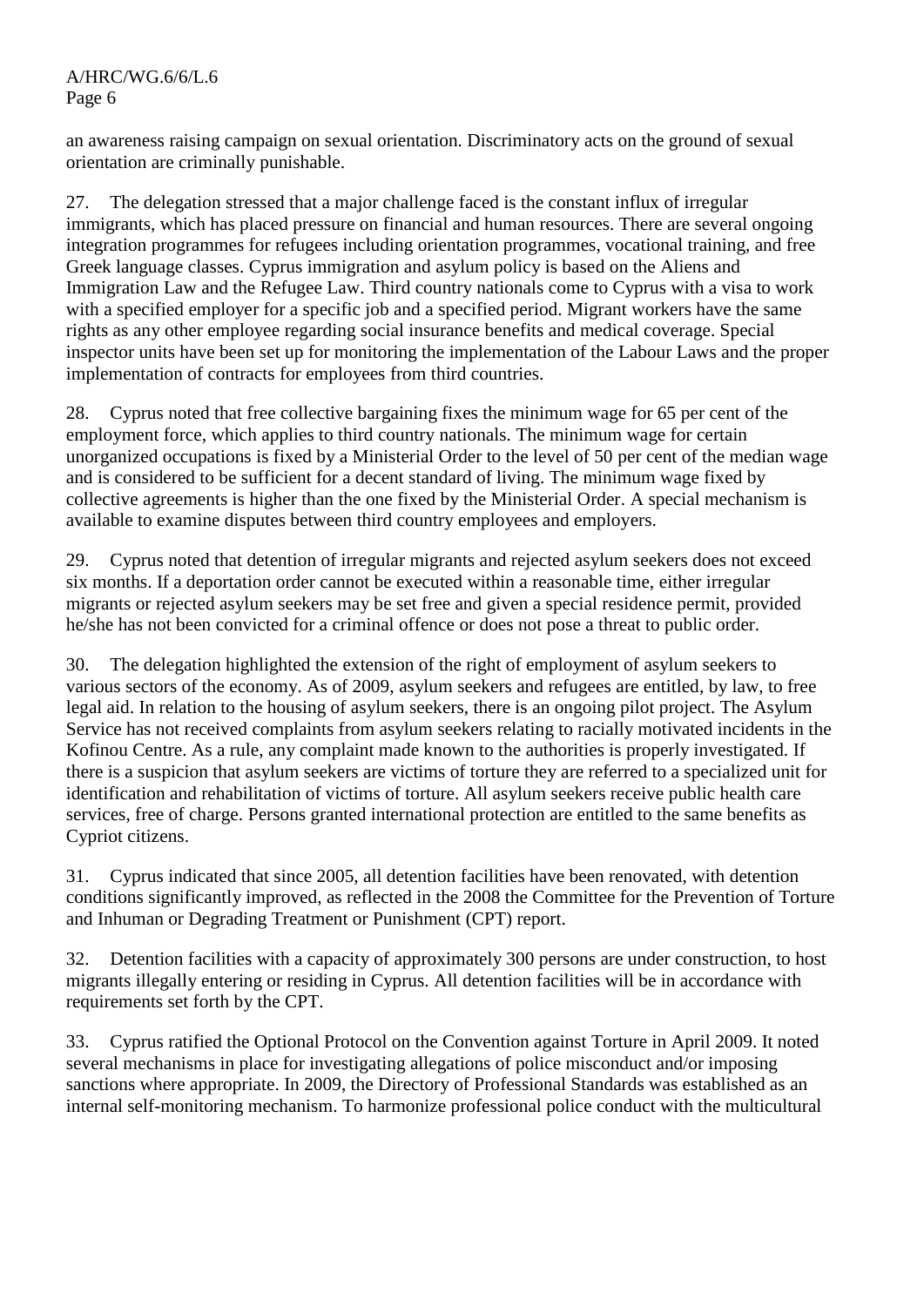an awareness raising campaign on sexual orientation. Discriminatory acts on the ground of sexual orientation are criminally punishable.

27. The delegation stressed that a major challenge faced is the constant influx of irregular immigrants, which has placed pressure on financial and human resources. There are several ongoing integration programmes for refugees including orientation programmes, vocational training, and free Greek language classes. Cyprus immigration and asylum policy is based on the Aliens and Immigration Law and the Refugee Law. Third country nationals come to Cyprus with a visa to work with a specified employer for a specific job and a specified period. Migrant workers have the same rights as any other employee regarding social insurance benefits and medical coverage. Special inspector units have been set up for monitoring the implementation of the Labour Laws and the proper implementation of contracts for employees from third countries.

28. Cyprus noted that free collective bargaining fixes the minimum wage for 65 per cent of the employment force, which applies to third country nationals. The minimum wage for certain unorganized occupations is fixed by a Ministerial Order to the level of 50 per cent of the median wage and is considered to be sufficient for a decent standard of living. The minimum wage fixed by collective agreements is higher than the one fixed by the Ministerial Order. A special mechanism is available to examine disputes between third country employees and employers.

29. Cyprus noted that detention of irregular migrants and rejected asylum seekers does not exceed six months. If a deportation order cannot be executed within a reasonable time, either irregular migrants or rejected asylum seekers may be set free and given a special residence permit, provided he/she has not been convicted for a criminal offence or does not pose a threat to public order.

30. The delegation highlighted the extension of the right of employment of asylum seekers to various sectors of the economy. As of 2009, asylum seekers and refugees are entitled, by law, to free legal aid. In relation to the housing of asylum seekers, there is an ongoing pilot project. The Asylum Service has not received complaints from asylum seekers relating to racially motivated incidents in the Kofinou Centre. As a rule, any complaint made known to the authorities is properly investigated. If there is a suspicion that asylum seekers are victims of torture they are referred to a specialized unit for identification and rehabilitation of victims of torture. All asylum seekers receive public health care services, free of charge. Persons granted international protection are entitled to the same benefits as Cypriot citizens.

31. Cyprus indicated that since 2005, all detention facilities have been renovated, with detention conditions significantly improved, as reflected in the 2008 the Committee for the Prevention of Torture and Inhuman or Degrading Treatment or Punishment (CPT) report.

32. Detention facilities with a capacity of approximately 300 persons are under construction, to host migrants illegally entering or residing in Cyprus. All detention facilities will be in accordance with requirements set forth by the CPT.

33. Cyprus ratified the Optional Protocol on the Convention against Torture in April 2009. It noted several mechanisms in place for investigating allegations of police misconduct and/or imposing sanctions where appropriate. In 2009, the Directory of Professional Standards was established as an internal self-monitoring mechanism. To harmonize professional police conduct with the multicultural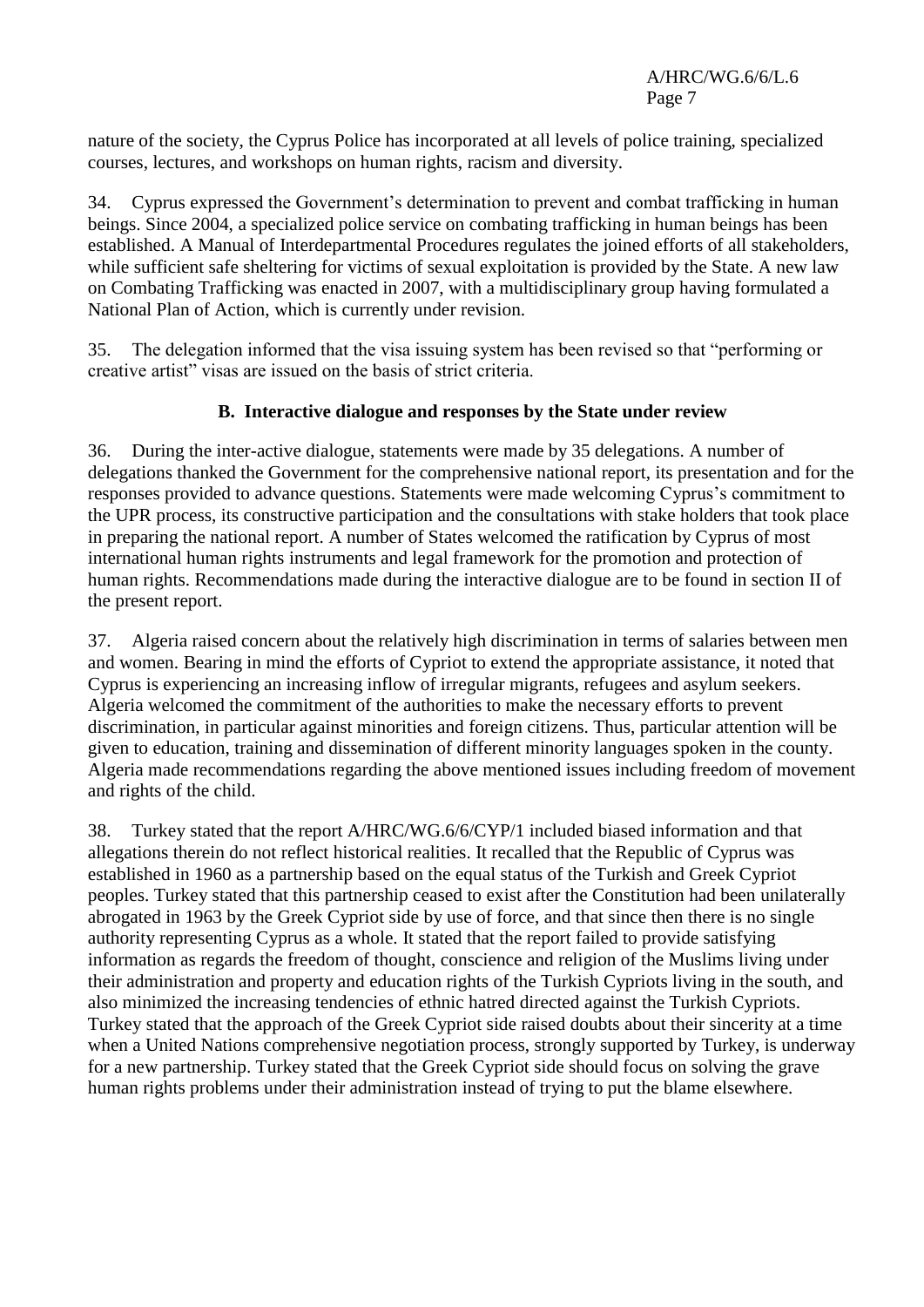nature of the society, the Cyprus Police has incorporated at all levels of police training, specialized courses, lectures, and workshops on human rights, racism and diversity.

34. Cyprus expressed the Government's determination to prevent and combat trafficking in human beings. Since 2004, a specialized police service on combating trafficking in human beings has been established. A Manual of Interdepartmental Procedures regulates the joined efforts of all stakeholders, while sufficient safe sheltering for victims of sexual exploitation is provided by the State. A new law on Combating Trafficking was enacted in 2007, with a multidisciplinary group having formulated a National Plan of Action, which is currently under revision.

35. The delegation informed that the visa issuing system has been revised so that "performing or creative artist" visas are issued on the basis of strict criteria.

### B. Interactive dialogue and responses by the State under review

36. During the inter-active dialogue, statements were made by 35 delegations. A number of delegations thanked the Government for the comprehensive national report, its presentation and for the responses provided to advance questions. Statements were made welcoming Cyprus's commitment to the UPR process, its constructive participation and the consultations with stake holders that took place in preparing the national report. A number of States welcomed the ratification by Cyprus of most international human rights instruments and legal framework for the promotion and protection of human rights. Recommendations made during the interactive dialogue are to be found in section II of the present report.

37. Algeria raised concern about the relatively high discrimination in terms of salaries between men and women. Bearing in mind the efforts of Cypriot to extend the appropriate assistance, it noted that Cyprus is experiencing an increasing inflow of irregular migrants, refugees and asylum seekers. Algeria welcomed the commitment of the authorities to make the necessary efforts to prevent discrimination, in particular against minorities and foreign citizens. Thus, particular attention will be given to education, training and dissemination of different minority languages spoken in the county. Algeria made recommendations regarding the above mentioned issues including freedom of movement and rights of the child.

38. Turkey stated that the report A/HRC/WG.6/6/CYP/1 included biased information and that allegations therein do not reflect historical realities. It recalled that the Republic of Cyprus was established in 1960 as a partnership based on the equal status of the Turkish and Greek Cypriot peoples. Turkey stated that this partnership ceased to exist after the Constitution had been unilaterally abrogated in 1963 by the Greek Cypriot side by use of force, and that since then there is no single authority representing Cyprus as a whole. It stated that the report failed to provide satisfying information as regards the freedom of thought, conscience and religion of the Muslims living under their administration and property and education rights of the Turkish Cypriots living in the south, and also minimized the increasing tendencies of ethnic hatred directed against the Turkish Cypriots. Turkey stated that the approach of the Greek Cypriot side raised doubts about their sincerity at a time when a United Nations comprehensive negotiation process, strongly supported by Turkey, is underway for a new partnership. Turkey stated that the Greek Cypriot side should focus on solving the grave human rights problems under their administration instead of trying to put the blame elsewhere.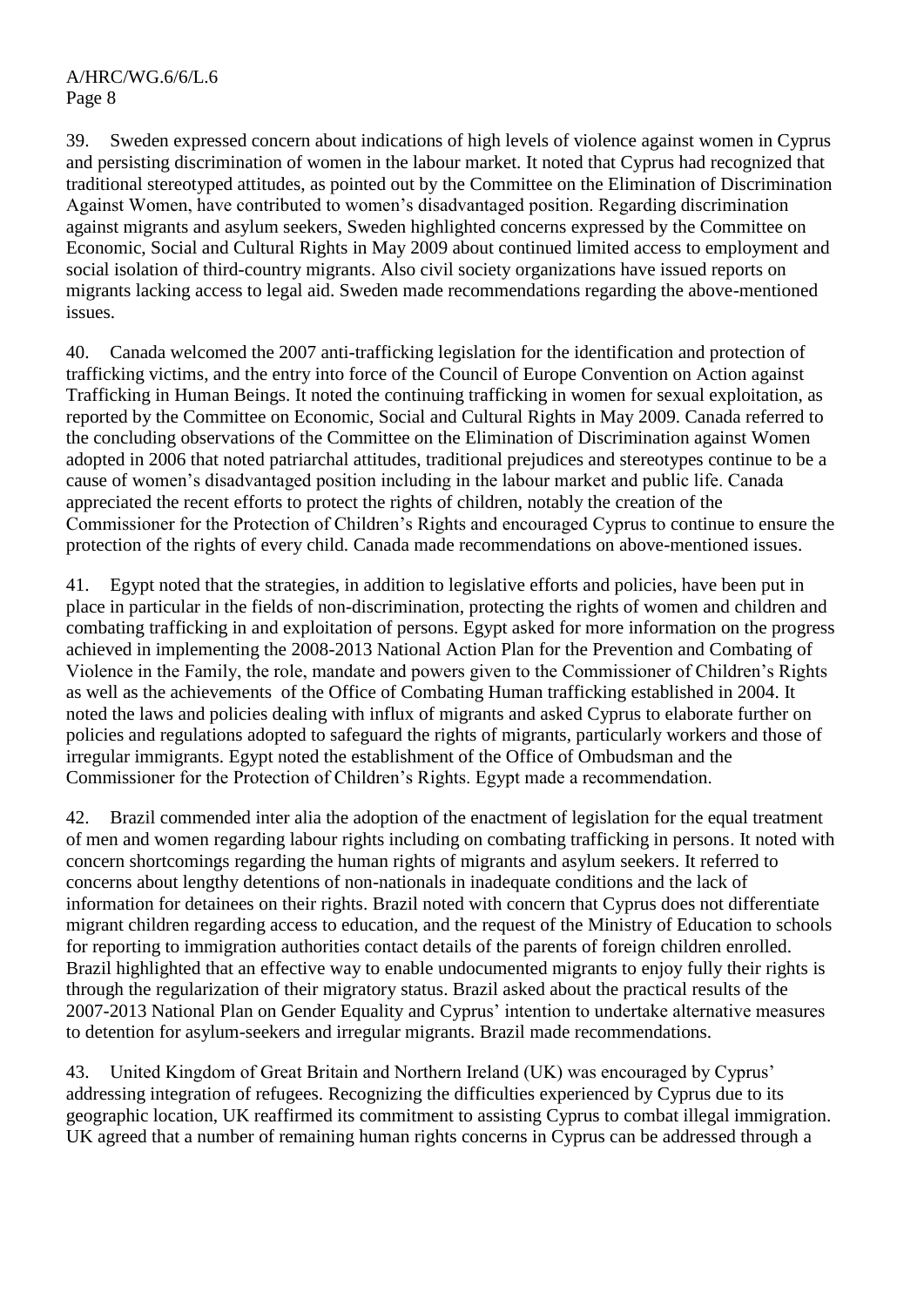39. Sweden expressed concern about indications of high levels of violence against women in Cyprus and persisting discrimination of women in the labour market. It noted that Cyprus had recognized that traditional stereotyped attitudes, as pointed out by the Committee on the Elimination of Discrimination Against Women, have contributed to women's disadvantaged position. Regarding discrimination against migrants and asylum seekers, Sweden highlighted concerns expressed by the Committee on Economic, Social and Cultural Rights in May 2009 about continued limited access to employment and social isolation of third-country migrants. Also civil society organizations have issued reports on migrants lacking access to legal aid. Sweden made recommendations regarding the above-mentioned issues.

40. Canada welcomed the 2007 anti-trafficking legislation for the identification and protection of trafficking victims, and the entry into force of the Council of Europe Convention on Action against Trafficking in Human Beings. It noted the continuing trafficking in women for sexual exploitation, as reported by the Committee on Economic, Social and Cultural Rights in May 2009. Canada referred to the concluding observations of the Committee on the Elimination of Discrimination against Women adopted in 2006 that noted patriarchal attitudes, traditional prejudices and stereotypes continue to be a cause of women's disadvantaged position including in the labour market and public life. Canada appreciated the recent efforts to protect the rights of children, notably the creation of the Commissioner for the Protection of Children's Rights and encouraged Cyprus to continue to ensure the protection of the rights of every child. Canada made recommendations on above-mentioned issues.

41. Egypt noted that the strategies, in addition to legislative efforts and policies, have been put in place in particular in the fields of non-discrimination, protecting the rights of women and children and combating trafficking in and exploitation of persons. Egypt asked for more information on the progress achieved in implementing the 2008-2013 National Action Plan for the Prevention and Combating of Violence in the Family, the role, mandate and powers given to the Commissioner of Children's Rights as well as the achievements of the Office of Combating Human trafficking established in 2004. It noted the laws and policies dealing with influx of migrants and asked Cyprus to elaborate further on policies and regulations adopted to safeguard the rights of migrants, particularly workers and those of irregular immigrants. Egypt noted the establishment of the Office of Ombudsman and the Commissioner for the Protection of Children's Rights. Egypt made a recommendation.

42. Brazil commended inter alia the adoption of the enactment of legislation for the equal treatment of men and women regarding labour rights including on combating trafficking in persons. It noted with concern shortcomings regarding the human rights of migrants and asylum seekers. It referred to concerns about lengthy detentions of non-nationals in inadequate conditions and the lack of information for detainees on their rights. Brazil noted with concern that Cyprus does not differentiate migrant children regarding access to education, and the request of the Ministry of Education to schools for reporting to immigration authorities contact details of the parents of foreign children enrolled. Brazil highlighted that an effective way to enable undocumented migrants to enjoy fully their rights is through the regularization of their migratory status. Brazil asked about the practical results of the 2007-2013 National Plan on Gender Equality and Cyprus' intention to undertake alternative measures to detention for asylum-seekers and irregular migrants. Brazil made recommendations.

43. United Kingdom of Great Britain and Northern Ireland (UK) was encouraged by Cyprus' addressing integration of refugees. Recognizing the difficulties experienced by Cyprus due to its geographic location, UK reaffirmed its commitment to assisting Cyprus to combat illegal immigration. UK agreed that a number of remaining human rights concerns in Cyprus can be addressed through a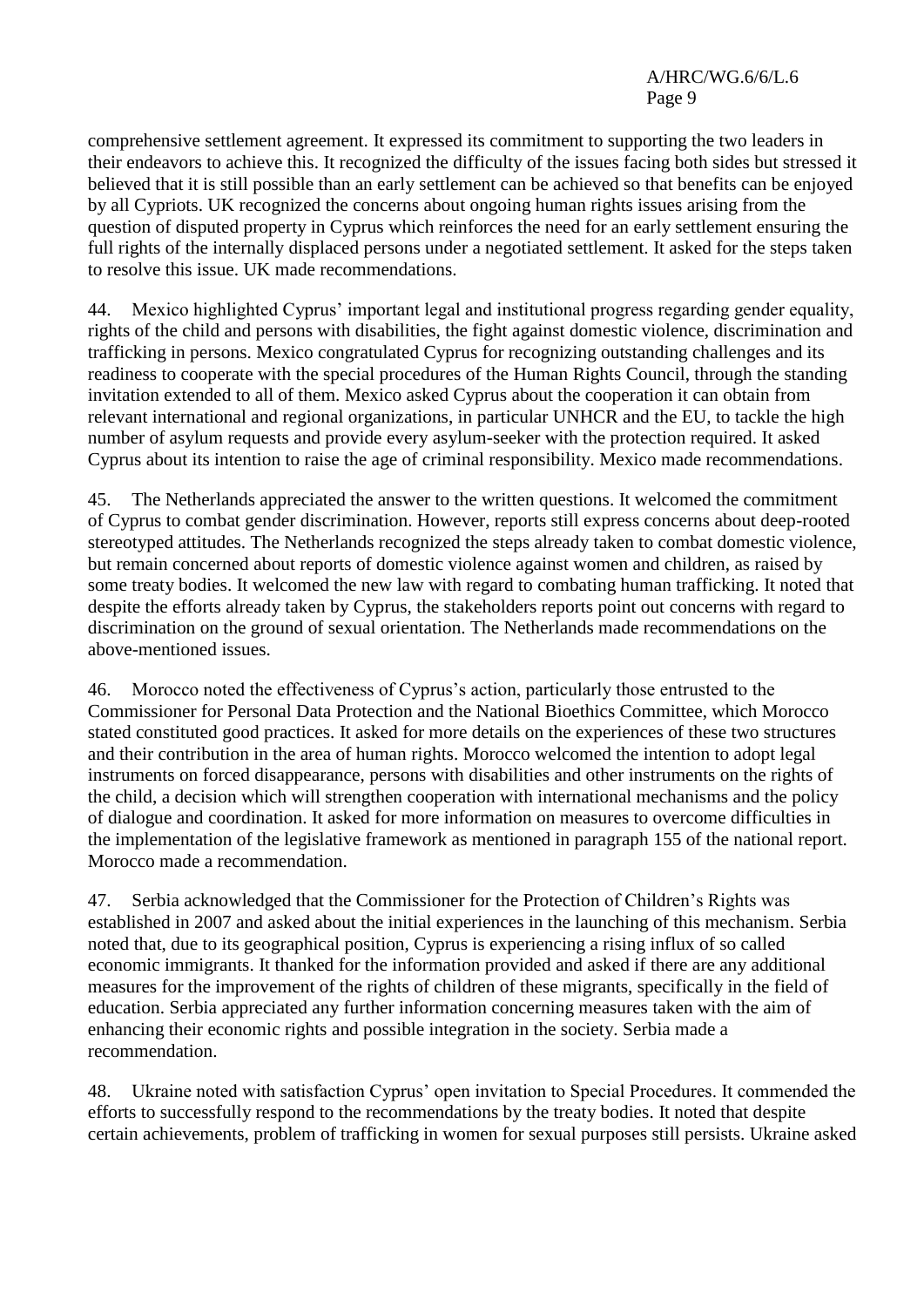comprehensive settlement agreement. It expressed its commitment to supporting the two leaders in their endeavors to achieve this. It recognized the difficulty of the issues facing both sides but stressed it believed that it is still possible than an early settlement can be achieved so that benefits can be enjoyed by all Cypriots. UK recognized the concerns about ongoing human rights issues arising from the question of disputed property in Cyprus which reinforces the need for an early settlement ensuring the full rights of the internally displaced persons under a negotiated settlement. It asked for the steps taken to resolve this issue. UK made recommendations.

44. Mexico highlighted Cyprus' important legal and institutional progress regarding gender equality, rights of the child and persons with disabilities, the fight against domestic violence, discrimination and trafficking in persons. Mexico congratulated Cyprus for recognizing outstanding challenges and its readiness to cooperate with the special procedures of the Human Rights Council, through the standing invitation extended to all of them. Mexico asked Cyprus about the cooperation it can obtain from relevant international and regional organizations, in particular UNHCR and the EU, to tackle the high number of asylum requests and provide every asylum-seeker with the protection required. It asked Cyprus about its intention to raise the age of criminal responsibility. Mexico made recommendations.

45. The Netherlands appreciated the answer to the written questions. It welcomed the commitment of Cyprus to combat gender discrimination. However, reports still express concerns about deep-rooted stereotyped attitudes. The Netherlands recognized the steps already taken to combat domestic violence, but remain concerned about reports of domestic violence against women and children, as raised by some treaty bodies. It welcomed the new law with regard to combating human trafficking. It noted that despite the efforts already taken by Cyprus, the stakeholders reports point out concerns with regard to discrimination on the ground of sexual orientation. The Netherlands made recommendations on the above-mentioned issues.

46. Morocco noted the effectiveness of Cyprus's action, particularly those entrusted to the Commissioner for Personal Data Protection and the National Bioethics Committee, which Morocco stated constituted good practices. It asked for more details on the experiences of these two structures and their contribution in the area of human rights. Morocco welcomed the intention to adopt legal instruments on forced disappearance, persons with disabilities and other instruments on the rights of the child, a decision which will strengthen cooperation with international mechanisms and the policy of dialogue and coordination. It asked for more information on measures to overcome difficulties in the implementation of the legislative framework as mentioned in paragraph 155 of the national report. Morocco made a recommendation.

47. Serbia acknowledged that the Commissioner for the Protection of Children's Rights was established in 2007 and asked about the initial experiences in the launching of this mechanism. Serbia noted that, due to its geographical position, Cyprus is experiencing a rising influx of so called economic immigrants. It thanked for the information provided and asked if there are any additional measures for the improvement of the rights of children of these migrants, specifically in the field of education. Serbia appreciated any further information concerning measures taken with the aim of enhancing their economic rights and possible integration in the society. Serbia made a recommendation.

48. Ukraine noted with satisfaction Cyprus' open invitation to Special Procedures. It commended the efforts to successfully respond to the recommendations by the treaty bodies. It noted that despite certain achievements, problem of trafficking in women for sexual purposes still persists. Ukraine asked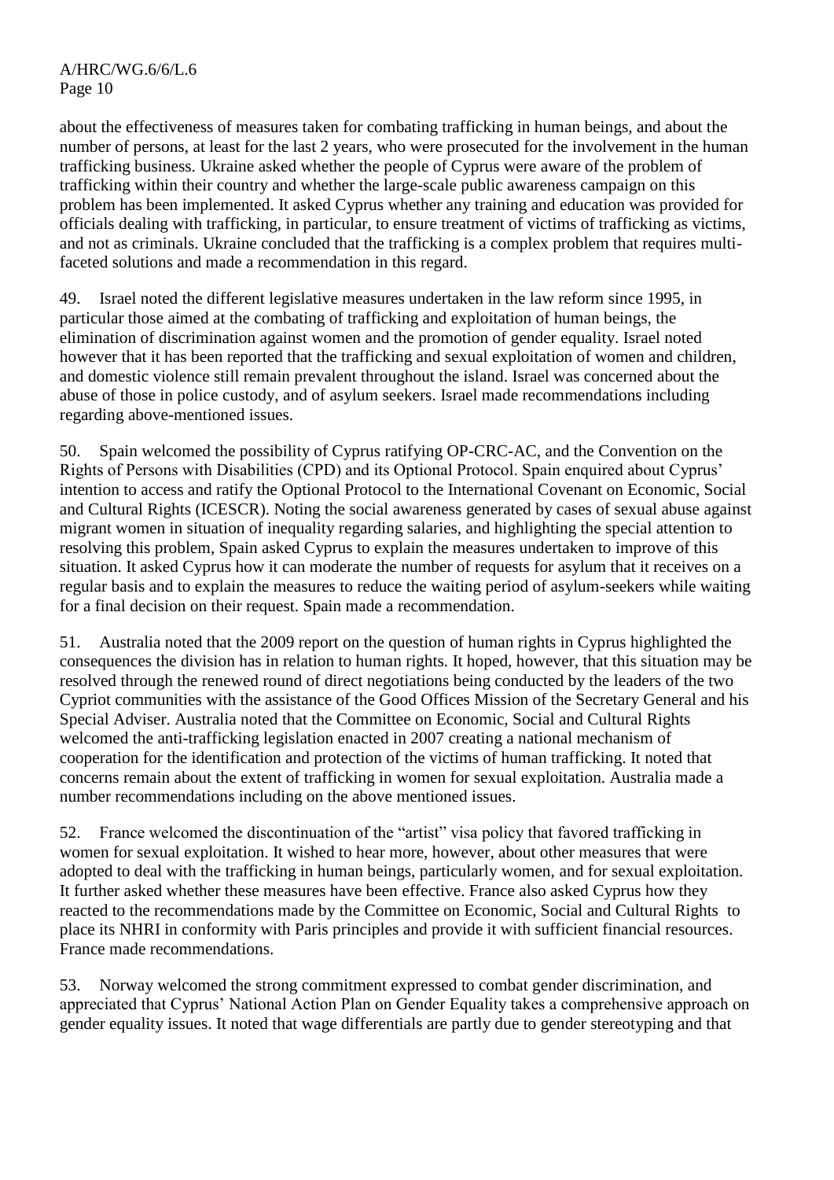about the effectiveness of measures taken for combating trafficking in human beings, and about the number of persons, at least for the last 2 years, who were prosecuted for the involvement in the human trafficking business. Ukraine asked whether the people of Cyprus were aware of the problem of trafficking within their country and whether the large-scale public awareness campaign on this problem has been implemented. It asked Cyprus whether any training and education was provided for officials dealing with trafficking, in particular, to ensure treatment of victims of trafficking as victims, and not as criminals. Ukraine concluded that the trafficking is a complex problem that requires multi-faceted solutions and made a recommendation in this regard.

49. Israel noted the different legislative measures undertaken in the law reform since 1995, in particular those aimed at the combating of trafficking and exploitation of human beings, the elimination of discrimination against women and the promotion of gender equality. Israel noted however that it has been reported that the trafficking and sexual exploitation of women and children, and domestic violence still remain prevalent throughout the island. Israel was concerned about the abuse of those in police custody, and of asylum seekers. Israel made recommendations including regarding above-mentioned issues.

50. Spain welcomed the possibility of Cyprus ratifying OP-CRC-AC, and the Convention on the Rights of Persons with Disabilities (CPD) and its Optional Protocol. Spain enquired about Cyprus' intention to access and ratify the Optional Protocol to the International Covenant on Economic, Social and Cultural Rights (ICESCR). Noting the social awareness generated by cases of sexual abuse against migrant women in situation of inequality regarding salaries, and highlighting the special attention to resolving this problem, Spain asked Cyprus to explain the measures undertaken to improve of this situation. It asked Cyprus how it can moderate the number of requests for asylum that it receives on a regular basis and to explain the measures to reduce the waiting period of asylum-seekers while waiting for a final decision on their request. Spain made a recommendation.

51. Australia noted that the 2009 report on the question of human rights in Cyprus highlighted the consequences the division has in relation to human rights. It hoped, however, that this situation may be resolved through the renewed round of direct negotiations being conducted by the leaders of the two Cypriot communities with the assistance of the Good Offices Mission of the Secretary General and his Special Adviser. Australia noted that the Committee on Economic, Social and Cultural Rights welcomed the anti-trafficking legislation enacted in 2007 creating a national mechanism of cooperation for the identification and protection of the victims of human trafficking. It noted that concerns remain about the extent of trafficking in women for sexual exploitation. Australia made a number recommendations including on the above mentioned issues.

52. France welcomed the discontinuation of the "artist" visa policy that favored trafficking in women for sexual exploitation. It wished to hear more, however, about other measures that were adopted to deal with the trafficking in human beings, particularly women, and for sexual exploitation. It further asked whether these measures have been effective. France also asked Cyprus how they reacted to the recommendations made by the Committee on Economic, Social and Cultural Rights to place its NHRI in conformity with Paris principles and provide it with sufficient financial resources. France made recommendations.

53. Norway welcomed the strong commitment expressed to combat gender discrimination, and appreciated that Cyprus' National Action Plan on Gender Equality takes a comprehensive approach on gender equality issues. It noted that wage differentials are partly due to gender stereotyping and that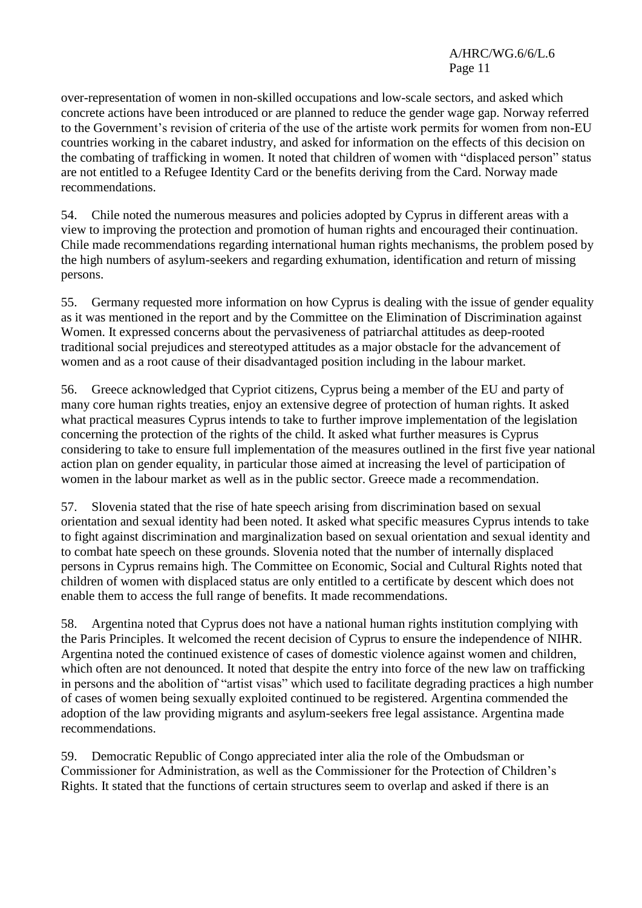over-representation of women in non-skilled occupations and low-scale sectors, and asked which concrete actions have been introduced or are planned to reduce the gender wage gap. Norway referred to the Government's revision of criteria of the use of the artiste work permits for women from non-EU countries working in the cabaret industry, and asked for information on the effects of this decision on the combating of trafficking in women. It noted that children of women with "displaced person" status are not entitled to a Refugee Identity Card or the benefits deriving from the Card. Norway made recommendations.

54. Chile noted the numerous measures and policies adopted by Cyprus in different areas with a view to improving the protection and promotion of human rights and encouraged their continuation. Chile made recommendations regarding international human rights mechanisms, the problem posed by the high numbers of asylum-seekers and regarding exhumation, identification and return of missing persons.

55. Germany requested more information on how Cyprus is dealing with the issue of gender equality as it was mentioned in the report and by the Committee on the Elimination of Discrimination against Women. It expressed concerns about the pervasiveness of patriarchal attitudes as deep-rooted traditional social prejudices and stereotyped attitudes as a major obstacle for the advancement of women and as a root cause of their disadvantaged position including in the labour market.

56. Greece acknowledged that Cypriot citizens, Cyprus being a member of the EU and party of many core human rights treaties, enjoy an extensive degree of protection of human rights. It asked what practical measures Cyprus intends to take to further improve implementation of the legislation concerning the protection of the rights of the child. It asked what further measures is Cyprus considering to take to ensure full implementation of the measures outlined in the first five year national action plan on gender equality, in particular those aimed at increasing the level of participation of women in the labour market as well as in the public sector. Greece made a recommendation.

57. Slovenia stated that the rise of hate speech arising from discrimination based on sexual orientation and sexual identity had been noted. It asked what specific measures Cyprus intends to take to fight against discrimination and marginalization based on sexual orientation and sexual identity and to combat hate speech on these grounds. Slovenia noted that the number of internally displaced persons in Cyprus remains high. The Committee on Economic, Social and Cultural Rights noted that children of women with displaced status are only entitled to a certificate by descent which does not enable them to access the full range of benefits. It made recommendations.

58. Argentina noted that Cyprus does not have a national human rights institution complying with the Paris Principles. It welcomed the recent decision of Cyprus to ensure the independence of NIHR. Argentina noted the continued existence of cases of domestic violence against women and children, which often are not denounced. It noted that despite the entry into force of the new law on trafficking in persons and the abolition of "artist visas" which used to facilitate degrading practices a high number of cases of women being sexually exploited continued to be registered. Argentina commended the adoption of the law providing migrants and asylum-seekers free legal assistance. Argentina made recommendations.

59. Democratic Republic of Congo appreciated inter alia the role of the Ombudsman or Commissioner for Administration, as well as the Commissioner for the Protection of Children's Rights. It stated that the functions of certain structures seem to overlap and asked if there is an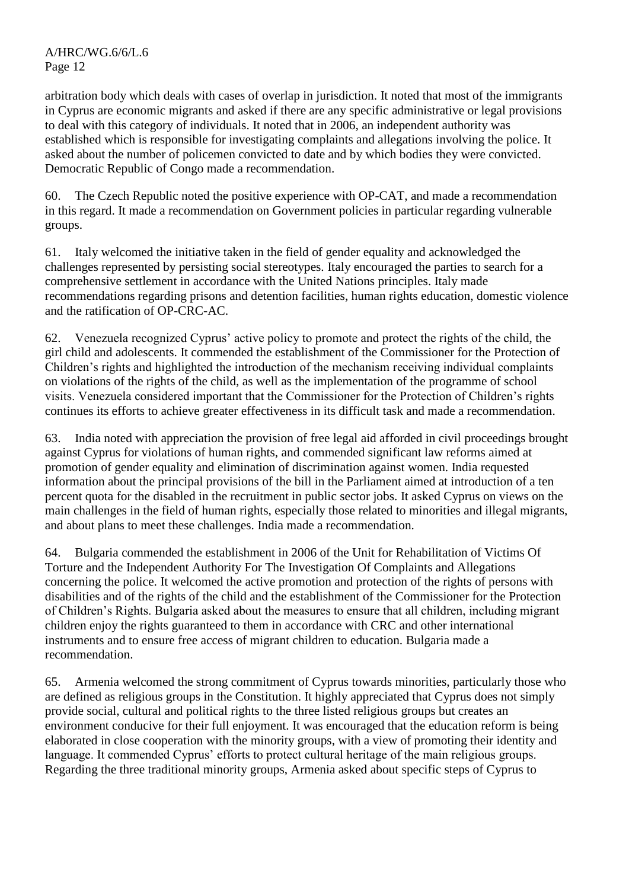arbitration body which deals with cases of overlap in jurisdiction. It noted that most of the immigrants in Cyprus are economic migrants and asked if there are any specific administrative or legal provisions to deal with this category of individuals. It noted that in 2006, an independent authority was established which is responsible for investigating complaints and allegations involving the police. It asked about the number of policemen convicted to date and by which bodies they were convicted. Democratic Republic of Congo made a recommendation.

60. The Czech Republic noted the positive experience with OP-CAT, and made a recommendation in this regard. It made a recommendation on Government policies in particular regarding vulnerable groups.

61. Italy welcomed the initiative taken in the field of gender equality and acknowledged the challenges represented by persisting social stereotypes. Italy encouraged the parties to search for a comprehensive settlement in accordance with the United Nations principles. Italy made recommendations regarding prisons and detention facilities, human rights education, domestic violence and the ratification of OP-CRC-AC.

62. Venezuela recognized Cyprus' active policy to promote and protect the rights of the child, the girl child and adolescents. It commended the establishment of the Commissioner for the Protection of Children's rights and highlighted the introduction of the mechanism receiving individual complaints on violations of the rights of the child, as well as the implementation of the programme of school visits. Venezuela considered important that the Commissioner for the Protection of Children's rights continues its efforts to achieve greater effectiveness in its difficult task and made a recommendation.

63. India noted with appreciation the provision of free legal aid afforded in civil proceedings brought against Cyprus for violations of human rights, and commended significant law reforms aimed at promotion of gender equality and elimination of discrimination against women. India requested information about the principal provisions of the bill in the Parliament aimed at introduction of a ten percent quota for the disabled in the recruitment in public sector jobs. It asked Cyprus on views on the main challenges in the field of human rights, especially those related to minorities and illegal migrants, and about plans to meet these challenges. India made a recommendation.

64. Bulgaria commended the establishment in 2006 of the Unit for Rehabilitation of Victims Of Torture and the Independent Authority For The Investigation Of Complaints and Allegations concerning the police. It welcomed the active promotion and protection of the rights of persons with disabilities and of the rights of the child and the establishment of the Commissioner for the Protection of Children's Rights. Bulgaria asked about the measures to ensure that all children, including migrant children enjoy the rights guaranteed to them in accordance with CRC and other international instruments and to ensure free access of migrant children to education. Bulgaria made a recommendation.

65. Armenia welcomed the strong commitment of Cyprus towards minorities, particularly those who are defined as religious groups in the Constitution. It highly appreciated that Cyprus does not simply provide social, cultural and political rights to the three listed religious groups but creates an environment conducive for their full enjoyment. It was encouraged that the education reform is being elaborated in close cooperation with the minority groups, with a view of promoting their identity and language. It commended Cyprus' efforts to protect cultural heritage of the main religious groups. Regarding the three traditional minority groups, Armenia asked about specific steps of Cyprus to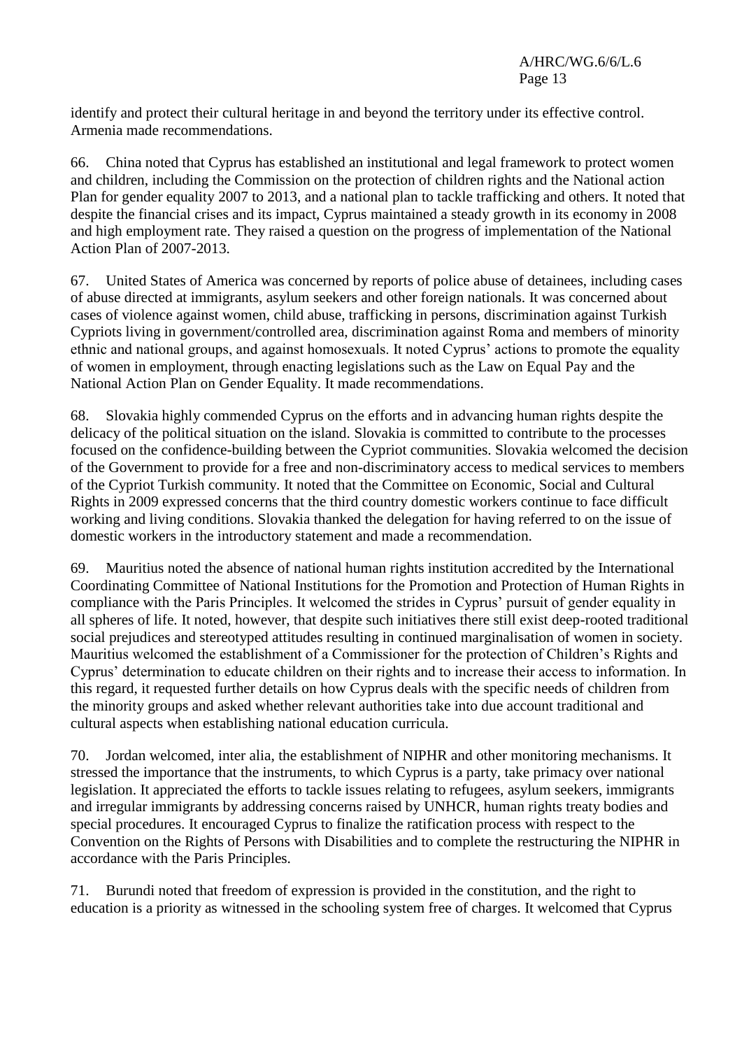identify and protect their cultural heritage in and beyond the territory under its effective control. Armenia made recommendations.

66. China noted that Cyprus has established an institutional and legal framework to protect women and children, including the Commission on the protection of children rights and the National action Plan for gender equality 2007 to 2013, and a national plan to tackle trafficking and others. It noted that despite the financial crises and its impact, Cyprus maintained a steady growth in its economy in 2008 and high employment rate. They raised a question on the progress of implementation of the National Action Plan of 2007-2013.

67. United States of America was concerned by reports of police abuse of detainees, including cases of abuse directed at immigrants, asylum seekers and other foreign nationals. It was concerned about cases of violence against women, child abuse, trafficking in persons, discrimination against Turkish Cypriots living in government/controlled area, discrimination against Roma and members of minority ethnic and national groups, and against homosexuals. It noted Cyprus' actions to promote the equality of women in employment, through enacting legislations such as the Law on Equal Pay and the National Action Plan on Gender Equality. It made recommendations.

68. Slovakia highly commended Cyprus on the efforts and in advancing human rights despite the delicacy of the political situation on the island. Slovakia is committed to contribute to the processes focused on the confidence-building between the Cypriot communities. Slovakia welcomed the decision of the Government to provide for a free and non-discriminatory access to medical services to members of the Cypriot Turkish community. It noted that the Committee on Economic, Social and Cultural Rights in 2009 expressed concerns that the third country domestic workers continue to face difficult working and living conditions. Slovakia thanked the delegation for having referred to on the issue of domestic workers in the introductory statement and made a recommendation.

69. Mauritius noted the absence of national human rights institution accredited by the International Coordinating Committee of National Institutions for the Promotion and Protection of Human Rights in compliance with the Paris Principles. It welcomed the strides in Cyprus' pursuit of gender equality in all spheres of life. It noted, however, that despite such initiatives there still exist deep-rooted traditional social prejudices and stereotyped attitudes resulting in continued marginalisation of women in society. Mauritius welcomed the establishment of a Commissioner for the protection of Children's Rights and Cyprus' determination to educate children on their rights and to increase their access to information. In this regard, it requested further details on how Cyprus deals with the specific needs of children from the minority groups and asked whether relevant authorities take into due account traditional and cultural aspects when establishing national education curricula.

70. Jordan welcomed, inter alia, the establishment of NIPHR and other monitoring mechanisms. It stressed the importance that the instruments, to which Cyprus is a party, take primacy over national legislation. It appreciated the efforts to tackle issues relating to refugees, asylum seekers, immigrants and irregular immigrants by addressing concerns raised by UNHCR, human rights treaty bodies and special procedures. It encouraged Cyprus to finalize the ratification process with respect to the Convention on the Rights of Persons with Disabilities and to complete the restructuring the NIPHR in accordance with the Paris Principles.

71. Burundi noted that freedom of expression is provided in the constitution, and the right to education is a priority as witnessed in the schooling system free of charges. It welcomed that Cyprus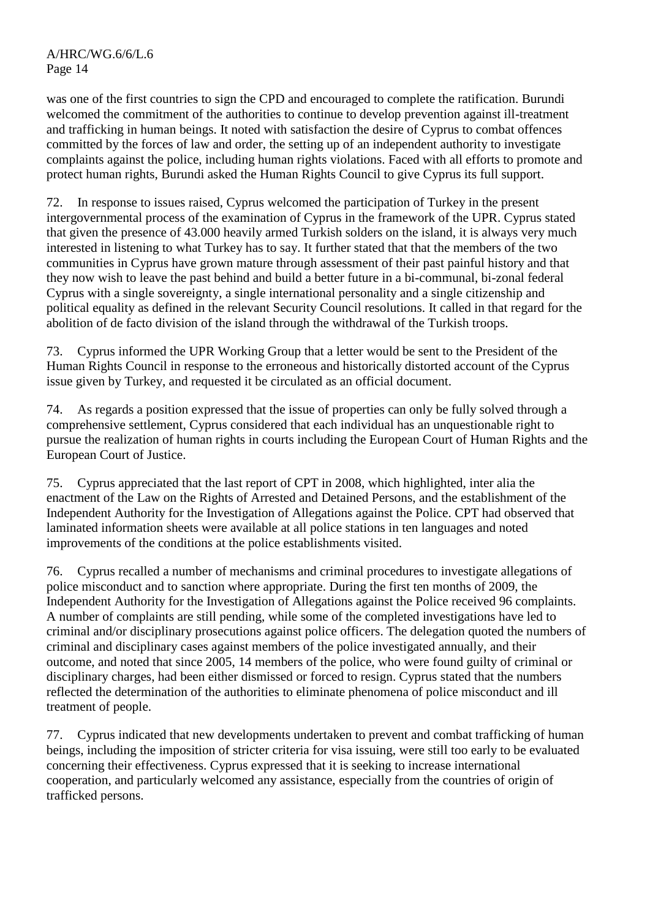was one of the first countries to sign the CPD and encouraged to complete the ratification. Burundi welcomed the commitment of the authorities to continue to develop prevention against ill-treatment and trafficking in human beings. It noted with satisfaction the desire of Cyprus to combat offences committed by the forces of law and order, the setting up of an independent authority to investigate complaints against the police, including human rights violations. Faced with all efforts to promote and protect human rights, Burundi asked the Human Rights Council to give Cyprus its full support.

72. In response to issues raised, Cyprus welcomed the participation of Turkey in the present intergovernmental process of the examination of Cyprus in the framework of the UPR. Cyprus stated that given the presence of 43.000 heavily armed Turkish solders on the island, it is always very much interested in listening to what Turkey has to say. It further stated that that the members of the two communities in Cyprus have grown mature through assessment of their past painful history and that they now wish to leave the past behind and build a better future in a bi-communal, bi-zonal federal Cyprus with a single sovereignty, a single international personality and a single citizenship and political equality as defined in the relevant Security Council resolutions. It called in that regard for the abolition of de facto division of the island through the withdrawal of the Turkish troops.

73. Cyprus informed the UPR Working Group that a letter would be sent to the President of the Human Rights Council in response to the erroneous and historically distorted account of the Cyprus issue given by Turkey, and requested it be circulated as an official document.

74. As regards a position expressed that the issue of properties can only be fully solved through a comprehensive settlement, Cyprus considered that each individual has an unquestionable right to pursue the realization of human rights in courts including the European Court of Human Rights and the European Court of Justice.

75. Cyprus appreciated that the last report of CPT in 2008, which highlighted, inter alia the enactment of the Law on the Rights of Arrested and Detained Persons, and the establishment of the Independent Authority for the Investigation of Allegations against the Police. CPT had observed that laminated information sheets were available at all police stations in ten languages and noted improvements of the conditions at the police establishments visited.

76. Cyprus recalled a number of mechanisms and criminal procedures to investigate allegations of police misconduct and to sanction where appropriate. During the first ten months of 2009, the Independent Authority for the Investigation of Allegations against the Police received 96 complaints. A number of complaints are still pending, while some of the completed investigations have led to criminal and/or disciplinary prosecutions against police officers. The delegation quoted the numbers of criminal and disciplinary cases against members of the police investigated annually, and their outcome, and noted that since 2005, 14 members of the police, who were found guilty of criminal or disciplinary charges, had been either dismissed or forced to resign. Cyprus stated that the numbers reflected the determination of the authorities to eliminate phenomena of police misconduct and ill treatment of people.

77. Cyprus indicated that new developments undertaken to prevent and combat trafficking of human beings, including the imposition of stricter criteria for visa issuing, were still too early to be evaluated concerning their effectiveness. Cyprus expressed that it is seeking to increase international cooperation, and particularly welcomed any assistance, especially from the countries of origin of trafficked persons.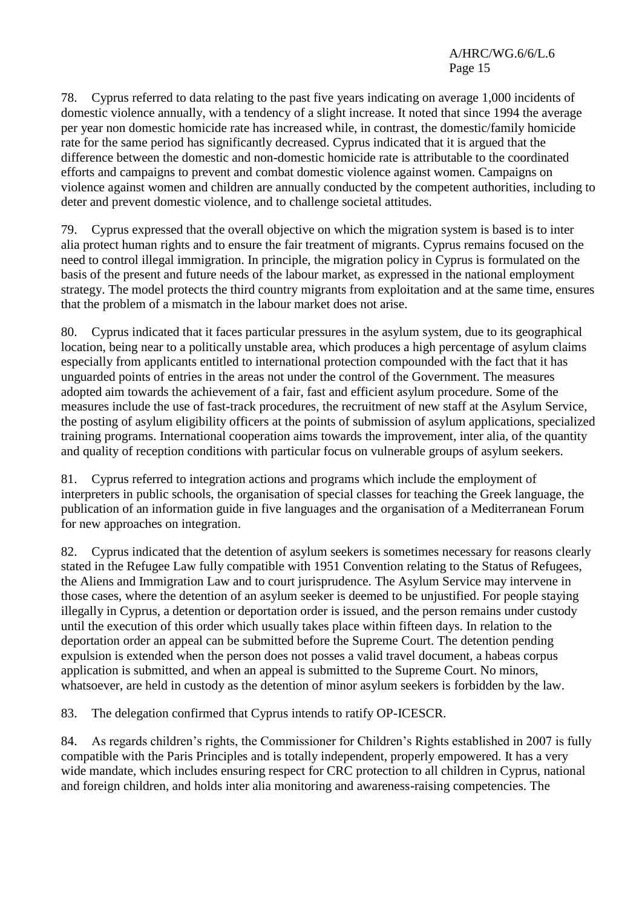78. Cyprus referred to data relating to the past five years indicating on average 1,000 incidents of domestic violence annually, with a tendency of a slight increase. It noted that since 1994 the average per year non domestic homicide rate has increased while, in contrast, the domestic/family homicide rate for the same period has significantly decreased. Cyprus indicated that it is argued that the difference between the domestic and non-domestic homicide rate is attributable to the coordinated efforts and campaigns to prevent and combat domestic violence against women. Campaigns on violence against women and children are annually conducted by the competent authorities, including to deter and prevent domestic violence, and to challenge societal attitudes.

79. Cyprus expressed that the overall objective on which the migration system is based is to inter alia protect human rights and to ensure the fair treatment of migrants. Cyprus remains focused on the need to control illegal immigration. In principle, the migration policy in Cyprus is formulated on the basis of the present and future needs of the labour market, as expressed in the national employment strategy. The model protects the third country migrants from exploitation and at the same time, ensures that the problem of a mismatch in the labour market does not arise.

80. Cyprus indicated that it faces particular pressures in the asylum system, due to its geographical location, being near to a politically unstable area, which produces a high percentage of asylum claims especially from applicants entitled to international protection compounded with the fact that it has unguarded points of entries in the areas not under the control of the Government. The measures adopted aim towards the achievement of a fair, fast and efficient asylum procedure. Some of the measures include the use of fast-track procedures, the recruitment of new staff at the Asylum Service, the posting of asylum eligibility officers at the points of submission of asylum applications, specialized training programs. International cooperation aims towards the improvement, inter alia, of the quantity and quality of reception conditions with particular focus on vulnerable groups of asylum seekers.

81. Cyprus referred to integration actions and programs which include the employment of interpreters in public schools, the organisation of special classes for teaching the Greek language, the publication of an information guide in five languages and the organisation of a Mediterranean Forum for new approaches on integration.

82. Cyprus indicated that the detention of asylum seekers is sometimes necessary for reasons clearly stated in the Refugee Law fully compatible with 1951 Convention relating to the Status of Refugees, the Aliens and Immigration Law and to court jurisprudence. The Asylum Service may intervene in those cases, where the detention of an asylum seeker is deemed to be unjustified. For people staying illegally in Cyprus, a detention or deportation order is issued, and the person remains under custody until the execution of this order which usually takes place within fifteen days. In relation to the deportation order an appeal can be submitted before the Supreme Court. The detention pending expulsion is extended when the person does not posses a valid travel document, a habeas corpus application is submitted, and when an appeal is submitted to the Supreme Court. No minors, whatsoever, are held in custody as the detention of minor asylum seekers is forbidden by the law.

83. The delegation confirmed that Cyprus intends to ratify OP-ICESCR.

84. As regards children's rights, the Commissioner for Children's Rights established in 2007 is fully compatible with the Paris Principles and is totally independent, properly empowered. It has a very wide mandate, which includes ensuring respect for CRC protection to all children in Cyprus, national and foreign children, and holds inter alia monitoring and awareness-raising competencies. The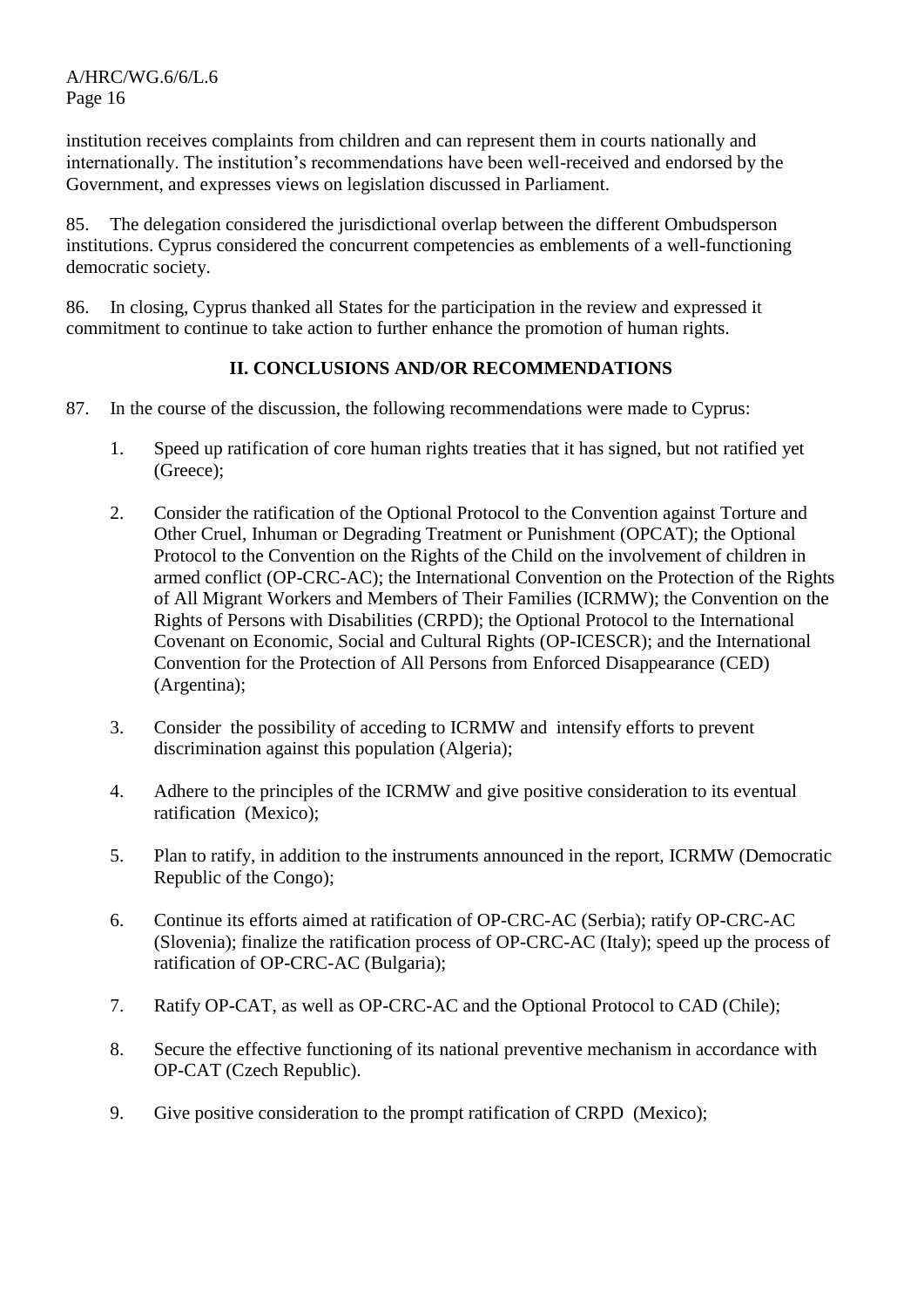institution receives complaints from children and can represent them in courts nationally and internationally. The institution's recommendations have been well-received and endorsed by the Government, and expresses views on legislation discussed in Parliament.

85. The delegation considered the jurisdictional overlap between the different Ombudsperson institutions. Cyprus considered the concurrent competencies as emblements of a well-functioning democratic society.

86. In closing, Cyprus thanked all States for the participation in the review and expressed it commitment to continue to take action to further enhance the promotion of human rights.

## II. CONCLUSIONS AND/OR RECOMMENDATIONS

87. In the course of the discussion, the following recommendations were made to Cyprus:

1. Speed up ratification of core human rights treaties that it has signed, but not ratified yet (Greece);

2. Consider the ratification of the Optional Protocol to the Convention against Torture and Other Cruel, Inhuman or Degrading Treatment or Punishment (OPCAT); the Optional Protocol to the Convention on the Rights of the Child on the involvement of children in armed conflict (OP-CRC-AC); the International Convention on the Protection of the Rights of All Migrant Workers and Members of Their Families (ICRMW); the Convention on the Rights of Persons with Disabilities (CRPD); the Optional Protocol to the International Covenant on Economic, Social and Cultural Rights (OP-ICESCR); and the International Convention for the Protection of All Persons from Enforced Disappearance (CED) (Argentina);

3. Consider the possibility of acceding to ICRMW and intensify efforts to prevent discrimination against this population (Algeria);

4. Adhere to the principles of the ICRMW and give positive consideration to its eventual ratification (Mexico);

5. Plan to ratify, in addition to the instruments announced in the report, ICRMW (Democratic Republic of the Congo);

6. Continue its efforts aimed at ratification of OP-CRC-AC (Serbia); ratify OP-CRC-AC (Slovenia); finalize the ratification process of OP-CRC-AC (Italy); speed up the process of ratification of OP-CRC-AC (Bulgaria);

7. Ratify OP-CAT, as well as OP-CRC-AC and the Optional Protocol to CAD (Chile);

8. Secure the effective functioning of its national preventive mechanism in accordance with OP-CAT (Czech Republic).

9. Give positive consideration to the prompt ratification of CRPD (Mexico);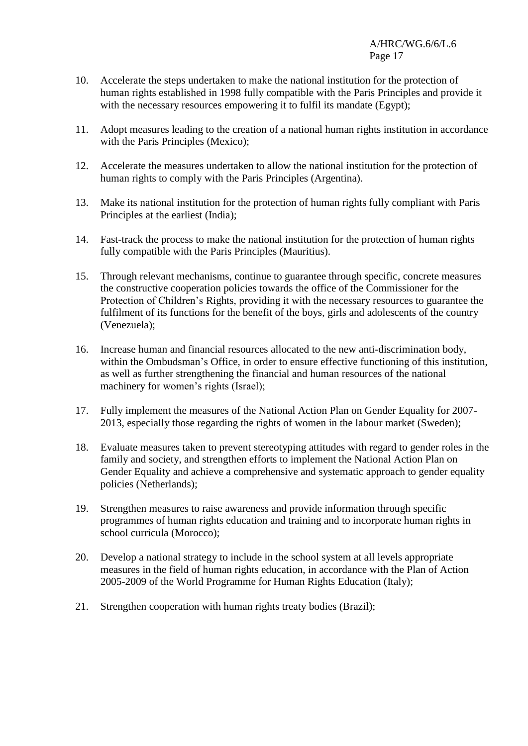10. Accelerate the steps undertaken to make the national institution for the protection of human rights established in 1998 fully compatible with the Paris Principles and provide it with the necessary resources empowering it to fulfil its mandate (Egypt);

11. Adopt measures leading to the creation of a national human rights institution in accordance with the Paris Principles (Mexico);

12. Accelerate the measures undertaken to allow the national institution for the protection of human rights to comply with the Paris Principles (Argentina).

13. Make its national institution for the protection of human rights fully compliant with Paris Principles at the earliest (India);

14. Fast-track the process to make the national institution for the protection of human rights fully compatible with the Paris Principles (Mauritius).

15. Through relevant mechanisms, continue to guarantee through specific, concrete measures the constructive cooperation policies towards the office of the Commissioner for the Protection of Children's Rights, providing it with the necessary resources to guarantee the fulfilment of its functions for the benefit of the boys, girls and adolescents of the country (Venezuela);

16. Increase human and financial resources allocated to the new anti-discrimination body, within the Ombudsman's Office, in order to ensure effective functioning of this institution, as well as further strengthening the financial and human resources of the national machinery for women's rights (Israel);

17. Fully implement the measures of the National Action Plan on Gender Equality for 2007-2013, especially those regarding the rights of women in the labour market (Sweden);

18. Evaluate measures taken to prevent stereotyping attitudes with regard to gender roles in the family and society, and strengthen efforts to implement the National Action Plan on Gender Equality and achieve a comprehensive and systematic approach to gender equality policies (Netherlands);

19. Strengthen measures to raise awareness and provide information through specific programmes of human rights education and training and to incorporate human rights in school curricula (Morocco);

20. Develop a national strategy to include in the school system at all levels appropriate measures in the field of human rights education, in accordance with the Plan of Action 2005-2009 of the World Programme for Human Rights Education (Italy);

21. Strengthen cooperation with human rights treaty bodies (Brazil);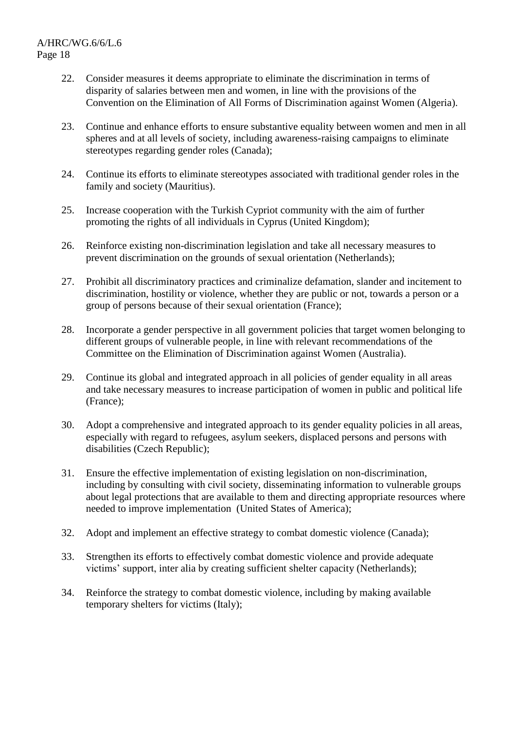22. Consider measures it deems appropriate to eliminate the discrimination in terms of disparity of salaries between men and women, in line with the provisions of the Convention on the Elimination of All Forms of Discrimination against Women (Algeria).

23. Continue and enhance efforts to ensure substantive equality between women and men in all spheres and at all levels of society, including awareness-raising campaigns to eliminate stereotypes regarding gender roles (Canada);

24. Continue its efforts to eliminate stereotypes associated with traditional gender roles in the family and society (Mauritius).

25. Increase cooperation with the Turkish Cypriot community with the aim of further promoting the rights of all individuals in Cyprus (United Kingdom);

26. Reinforce existing non-discrimination legislation and take all necessary measures to prevent discrimination on the grounds of sexual orientation (Netherlands);

27. Prohibit all discriminatory practices and criminalize defamation, slander and incitement to discrimination, hostility or violence, whether they are public or not, towards a person or a group of persons because of their sexual orientation (France);

28. Incorporate a gender perspective in all government policies that target women belonging to different groups of vulnerable people, in line with relevant recommendations of the Committee on the Elimination of Discrimination against Women (Australia).

29. Continue its global and integrated approach in all policies of gender equality in all areas and take necessary measures to increase participation of women in public and political life (France);

30. Adopt a comprehensive and integrated approach to its gender equality policies in all areas, especially with regard to refugees, asylum seekers, displaced persons and persons with disabilities (Czech Republic);

31. Ensure the effective implementation of existing legislation on non-discrimination, including by consulting with civil society, disseminating information to vulnerable groups about legal protections that are available to them and directing appropriate resources where needed to improve implementation (United States of America);

32. Adopt and implement an effective strategy to combat domestic violence (Canada);

33. Strengthen its efforts to effectively combat domestic violence and provide adequate victims' support, inter alia by creating sufficient shelter capacity (Netherlands);

34. Reinforce the strategy to combat domestic violence, including by making available temporary shelters for victims (Italy);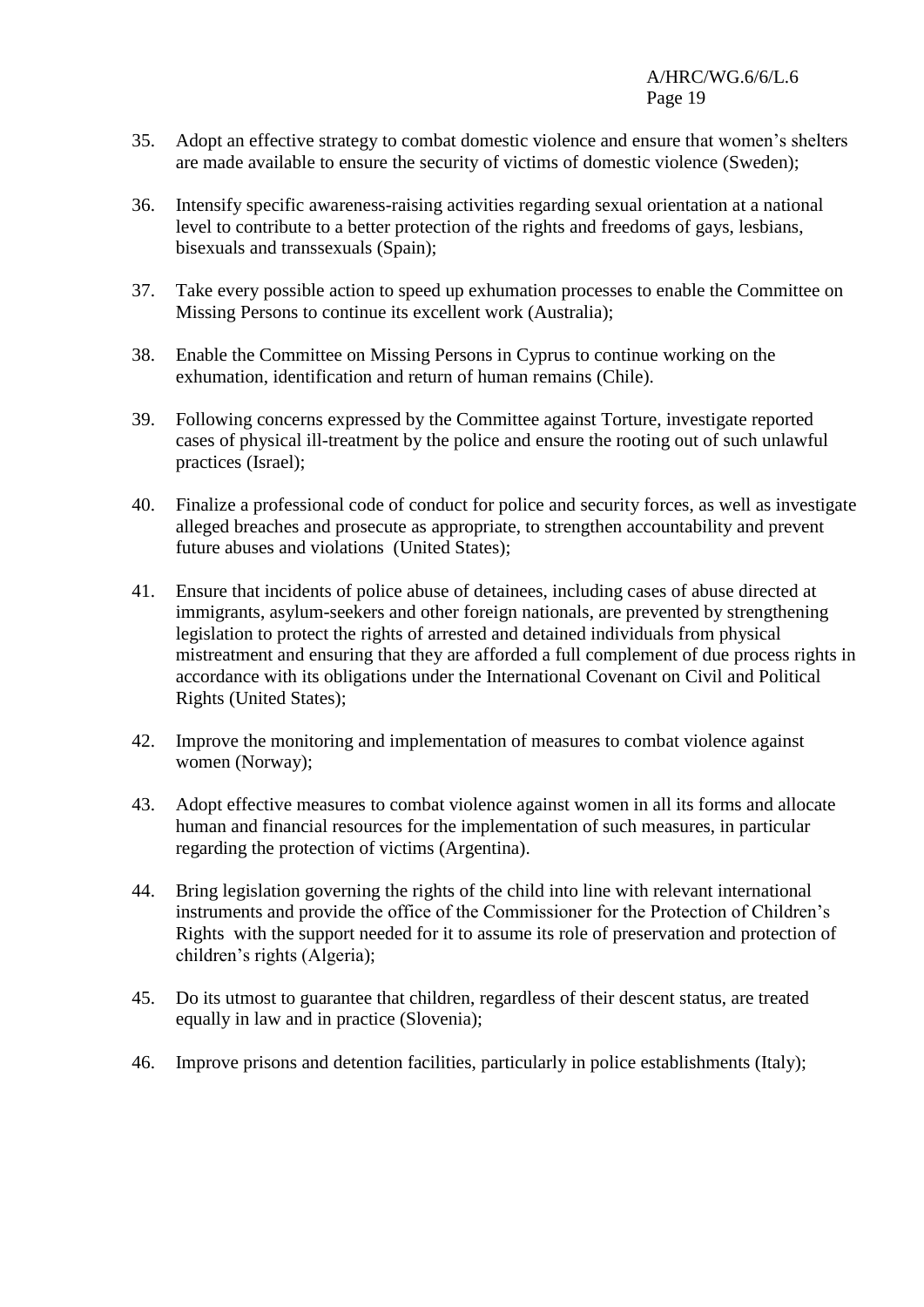35. Adopt an effective strategy to combat domestic violence and ensure that women's shelters are made available to ensure the security of victims of domestic violence (Sweden);

36. Intensify specific awareness-raising activities regarding sexual orientation at a national level to contribute to a better protection of the rights and freedoms of gays, lesbians, bisexuals and transsexuals (Spain);

37. Take every possible action to speed up exhumation processes to enable the Committee on Missing Persons to continue its excellent work (Australia);

38. Enable the Committee on Missing Persons in Cyprus to continue working on the exhumation, identification and return of human remains (Chile).

39. Following concerns expressed by the Committee against Torture, investigate reported cases of physical ill-treatment by the police and ensure the rooting out of such unlawful practices (Israel);

40. Finalize a professional code of conduct for police and security forces, as well as investigate alleged breaches and prosecute as appropriate, to strengthen accountability and prevent future abuses and violations (United States);

41. Ensure that incidents of police abuse of detainees, including cases of abuse directed at immigrants, asylum-seekers and other foreign nationals, are prevented by strengthening legislation to protect the rights of arrested and detained individuals from physical mistreatment and ensuring that they are afforded a full complement of due process rights in accordance with its obligations under the International Covenant on Civil and Political Rights (United States);

42. Improve the monitoring and implementation of measures to combat violence against women (Norway);

43. Adopt effective measures to combat violence against women in all its forms and allocate human and financial resources for the implementation of such measures, in particular regarding the protection of victims (Argentina).

44. Bring legislation governing the rights of the child into line with relevant international instruments and provide the office of the Commissioner for the Protection of Children's Rights with the support needed for it to assume its role of preservation and protection of children's rights (Algeria);

45. Do its utmost to guarantee that children, regardless of their descent status, are treated equally in law and in practice (Slovenia);

46. Improve prisons and detention facilities, particularly in police establishments (Italy);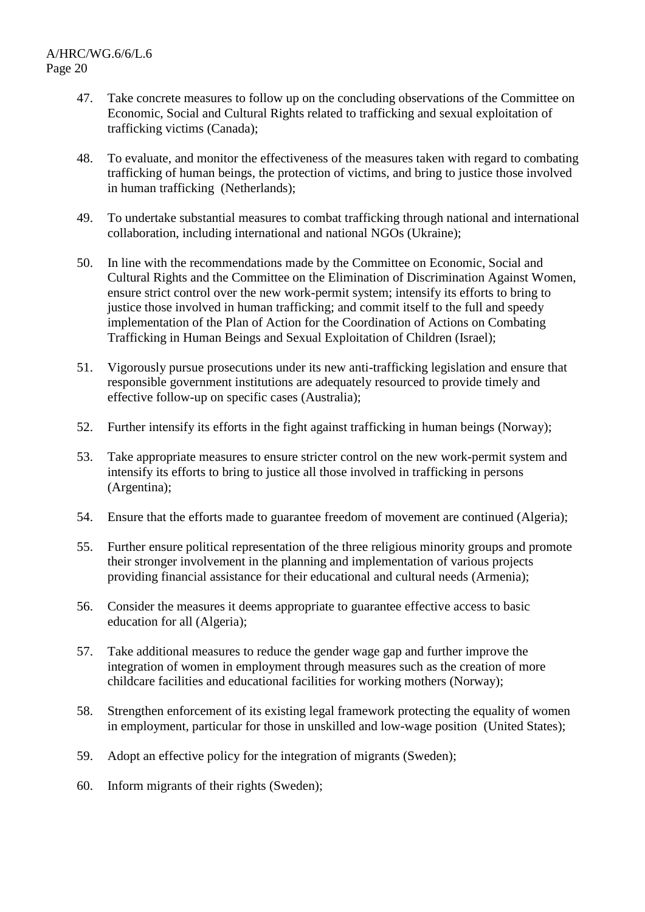47. Take concrete measures to follow up on the concluding observations of the Committee on Economic, Social and Cultural Rights related to trafficking and sexual exploitation of trafficking victims (Canada);

48. To evaluate, and monitor the effectiveness of the measures taken with regard to combating trafficking of human beings, the protection of victims, and bring to justice those involved in human trafficking (Netherlands);

49. To undertake substantial measures to combat trafficking through national and international collaboration, including international and national NGOs (Ukraine);

50. In line with the recommendations made by the Committee on Economic, Social and Cultural Rights and the Committee on the Elimination of Discrimination Against Women, ensure strict control over the new work-permit system; intensify its efforts to bring to justice those involved in human trafficking; and commit itself to the full and speedy implementation of the Plan of Action for the Coordination of Actions on Combating Trafficking in Human Beings and Sexual Exploitation of Children (Israel);

51. Vigorously pursue prosecutions under its new anti-trafficking legislation and ensure that responsible government institutions are adequately resourced to provide timely and effective follow-up on specific cases (Australia);

52. Further intensify its efforts in the fight against trafficking in human beings (Norway);

53. Take appropriate measures to ensure stricter control on the new work-permit system and intensify its efforts to bring to justice all those involved in trafficking in persons (Argentina);

54. Ensure that the efforts made to guarantee freedom of movement are continued (Algeria);

55. Further ensure political representation of the three religious minority groups and promote their stronger involvement in the planning and implementation of various projects providing financial assistance for their educational and cultural needs (Armenia);

56. Consider the measures it deems appropriate to guarantee effective access to basic education for all (Algeria);

57. Take additional measures to reduce the gender wage gap and further improve the integration of women in employment through measures such as the creation of more childcare facilities and educational facilities for working mothers (Norway);

58. Strengthen enforcement of its existing legal framework protecting the equality of women in employment, particular for those in unskilled and low-wage position (United States);

59. Adopt an effective policy for the integration of migrants (Sweden);

60. Inform migrants of their rights (Sweden);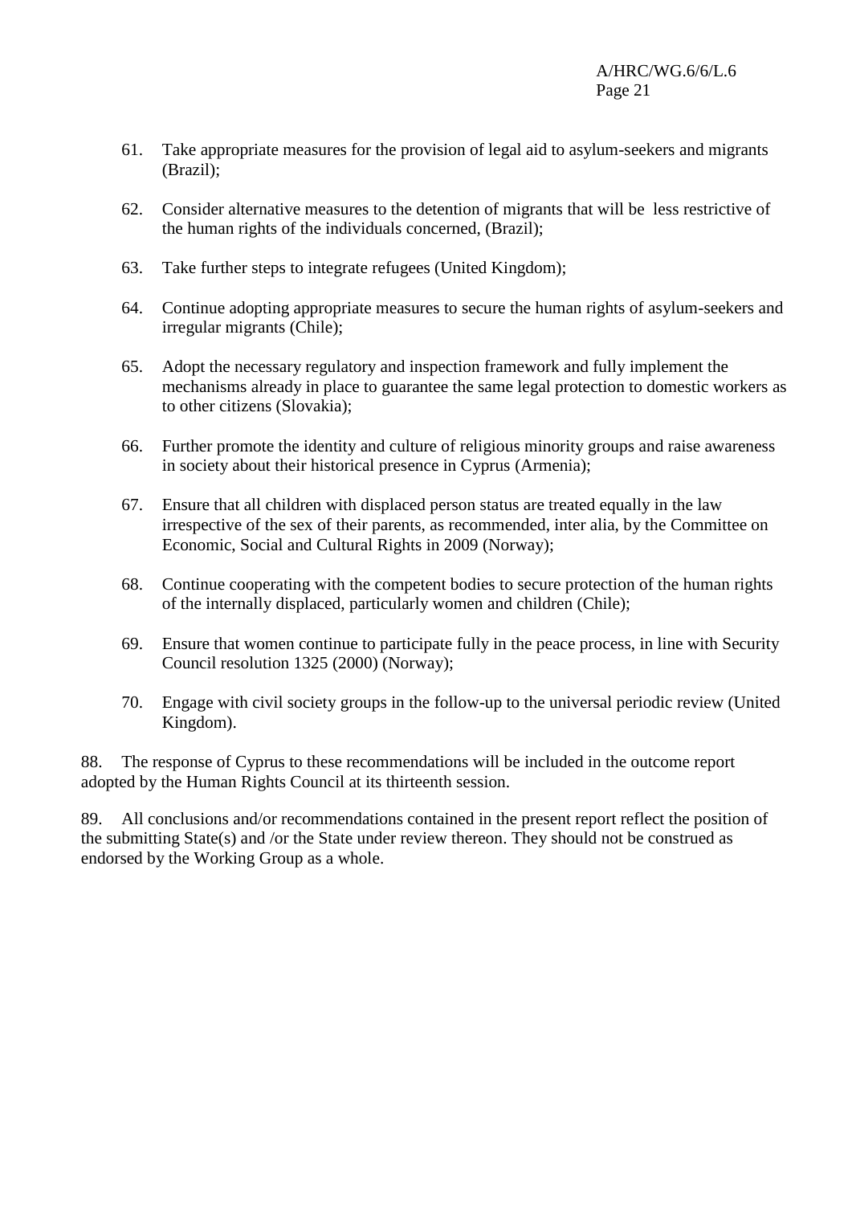61. Take appropriate measures for the provision of legal aid to asylum-seekers and migrants (Brazil);

62. Consider alternative measures to the detention of migrants that will be less restrictive of the human rights of the individuals concerned, (Brazil);

63. Take further steps to integrate refugees (United Kingdom);

64. Continue adopting appropriate measures to secure the human rights of asylum-seekers and irregular migrants (Chile);

65. Adopt the necessary regulatory and inspection framework and fully implement the mechanisms already in place to guarantee the same legal protection to domestic workers as to other citizens (Slovakia);

66. Further promote the identity and culture of religious minority groups and raise awareness in society about their historical presence in Cyprus (Armenia);

67. Ensure that all children with displaced person status are treated equally in the law irrespective of the sex of their parents, as recommended, inter alia, by the Committee on Economic, Social and Cultural Rights in 2009 (Norway);

68. Continue cooperating with the competent bodies to secure protection of the human rights of the internally displaced, particularly women and children (Chile);

69. Ensure that women continue to participate fully in the peace process, in line with Security Council resolution 1325 (2000) (Norway);

70. Engage with civil society groups in the follow-up to the universal periodic review (United Kingdom).

88. The response of Cyprus to these recommendations will be included in the outcome report adopted by the Human Rights Council at its thirteenth session.

89. All conclusions and/or recommendations contained in the present report reflect the position of the submitting State(s) and /or the State under review thereon. They should not be construed as endorsed by the Working Group as a whole.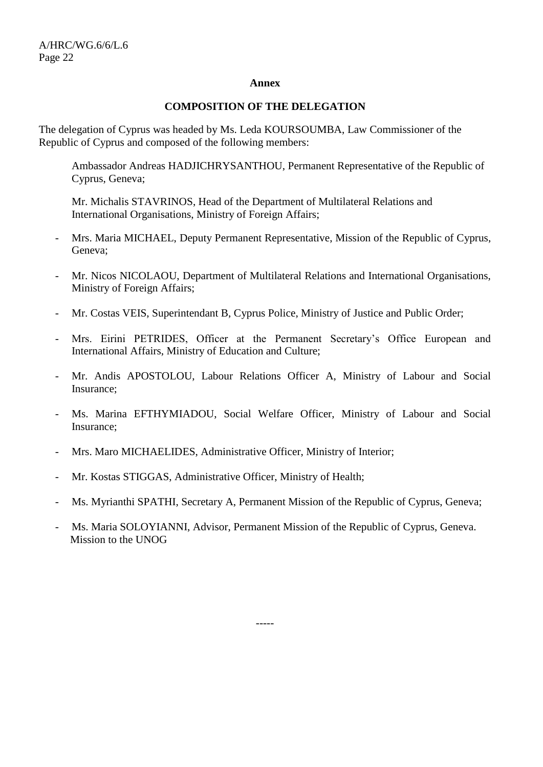**Annex**

**COMPOSITION OF THE DELEGATION**

The delegation of Cyprus was headed by Ms. Leda KOURSOUMBA, Law Commissioner of the Republic of Cyprus and composed of the following members:

Ambassador Andreas HADJICHRYSANTHOU, Permanent Representative of the Republic of Cyprus, Geneva;

Mr. Michalis STAVRINOS, Head of the Department of Multilateral Relations and International Organisations, Ministry of Foreign Affairs;

- Mrs. Maria MICHAEL, Deputy Permanent Representative, Mission of the Republic of Cyprus, Geneva;
- Mr. Nicos NICOLAOU, Department of Multilateral Relations and International Organisations, Ministry of Foreign Affairs;
- Mr. Costas VEIS, Superintendant B, Cyprus Police, Ministry of Justice and Public Order;
- Mrs. Eirini PETRIDES, Officer at the Permanent Secretary's Office European and International Affairs, Ministry of Education and Culture;
- Mr. Andis APOSTOLOU, Labour Relations Officer A, Ministry of Labour and Social Insurance;
- Ms. Marina EFTHYMIADOU, Social Welfare Officer, Ministry of Labour and Social Insurance;
- Mrs. Maro MICHAELIDES, Administrative Officer, Ministry of Interior;
- Mr. Kostas STIGGAS, Administrative Officer, Ministry of Health;
- Ms. Myrianthi SPATHI, Secretary A, Permanent Mission of the Republic of Cyprus, Geneva;
- Ms. Maria SOLOYIANNI, Advisor, Permanent Mission of the Republic of Cyprus, Geneva. Mission to the UNOG

-----